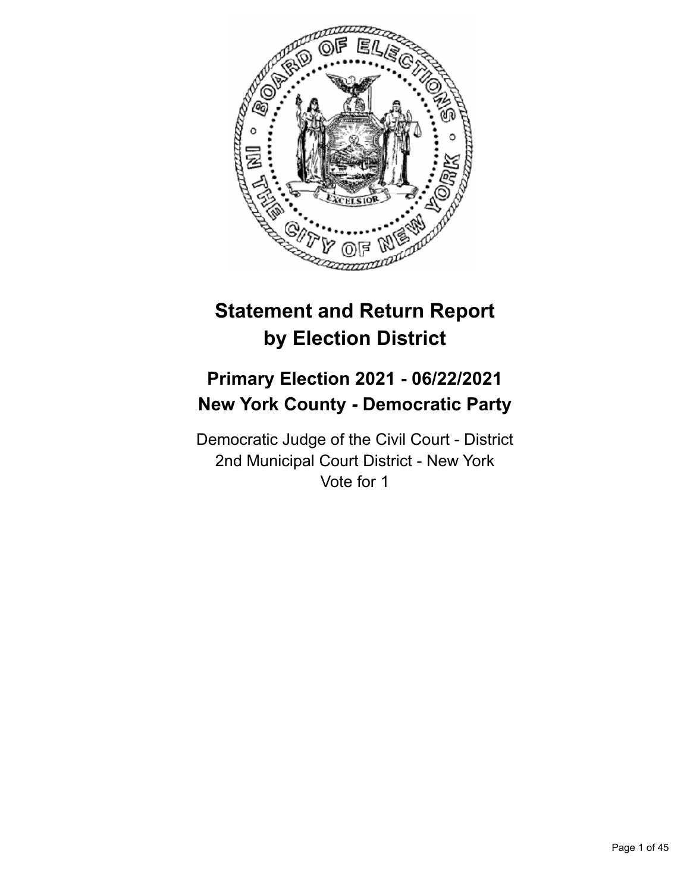# Statement and Return Report by Election District

## Primary Election 2021 - 06/22/2021
## New York County - Democratic Party

Democratic Judge of the Civil Court - District
2nd Municipal Court District - New York
Vote for 1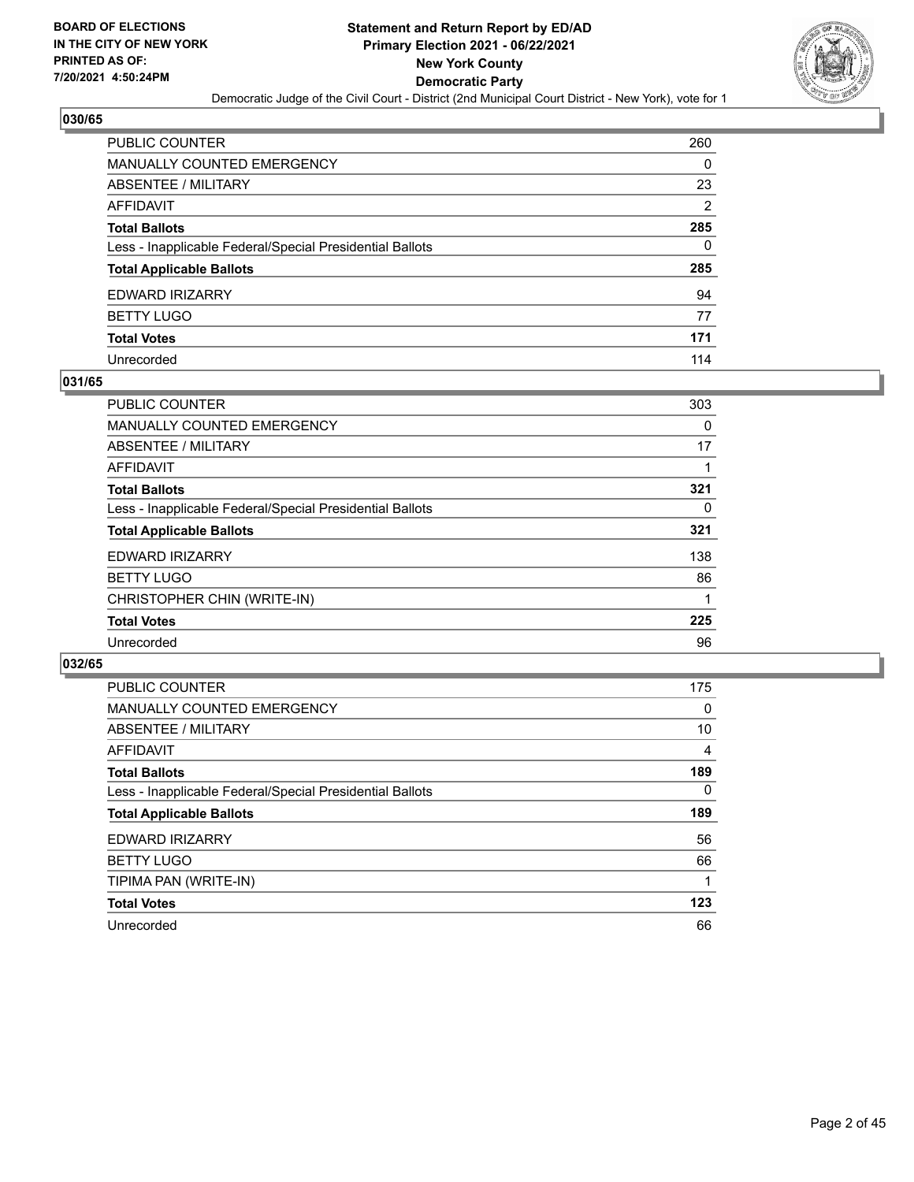## 030/65

| | |
|---|---|
| PUBLIC COUNTER | 260 |
| MANUALLY COUNTED EMERGENCY | 0 |
| ABSENTEE / MILITARY | 23 |
| AFFIDAVIT | 2 |
| **Total Ballots** | **285** |
| Less - Inapplicable Federal/Special Presidential Ballots | 0 |
| **Total Applicable Ballots** | **285** |
| EDWARD IRIZARRY | 94 |
| BETTY LUGO | 77 |
| **Total Votes** | **171** |
| Unrecorded | 114 |

## 031/65

| | |
|---|---|
| PUBLIC COUNTER | 303 |
| MANUALLY COUNTED EMERGENCY | 0 |
| ABSENTEE / MILITARY | 17 |
| AFFIDAVIT | 1 |
| **Total Ballots** | **321** |
| Less - Inapplicable Federal/Special Presidential Ballots | 0 |
| **Total Applicable Ballots** | **321** |
| EDWARD IRIZARRY | 138 |
| BETTY LUGO | 86 |
| CHRISTOPHER CHIN (WRITE-IN) | 1 |
| **Total Votes** | **225** |
| Unrecorded | 96 |

## 032/65

| | |
|---|---|
| PUBLIC COUNTER | 175 |
| MANUALLY COUNTED EMERGENCY | 0 |
| ABSENTEE / MILITARY | 10 |
| AFFIDAVIT | 4 |
| **Total Ballots** | **189** |
| Less - Inapplicable Federal/Special Presidential Ballots | 0 |
| **Total Applicable Ballots** | **189** |
| EDWARD IRIZARRY | 56 |
| BETTY LUGO | 66 |
| TIPIMA PAN (WRITE-IN) | 1 |
| **Total Votes** | **123** |
| Unrecorded | 66 |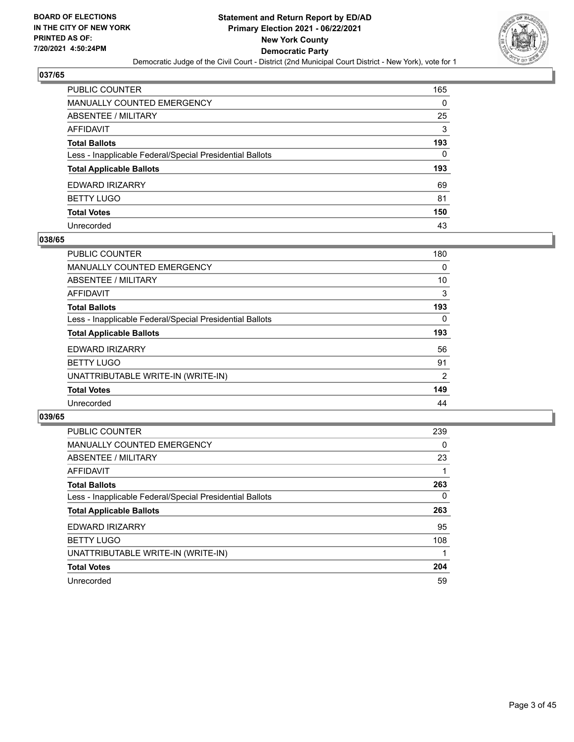## 037/65

| | |
|---|---|
| PUBLIC COUNTER | 165 |
| MANUALLY COUNTED EMERGENCY | 0 |
| ABSENTEE / MILITARY | 25 |
| AFFIDAVIT | 3 |
| **Total Ballots** | **193** |
| Less - Inapplicable Federal/Special Presidential Ballots | 0 |
| **Total Applicable Ballots** | **193** |
| EDWARD IRIZARRY | 69 |
| BETTY LUGO | 81 |
| **Total Votes** | **150** |
| Unrecorded | 43 |

## 038/65

| | |
|---|---|
| PUBLIC COUNTER | 180 |
| MANUALLY COUNTED EMERGENCY | 0 |
| ABSENTEE / MILITARY | 10 |
| AFFIDAVIT | 3 |
| **Total Ballots** | **193** |
| Less - Inapplicable Federal/Special Presidential Ballots | 0 |
| **Total Applicable Ballots** | **193** |
| EDWARD IRIZARRY | 56 |
| BETTY LUGO | 91 |
| UNATTRIBUTABLE WRITE-IN (WRITE-IN) | 2 |
| **Total Votes** | **149** |
| Unrecorded | 44 |

## 039/65

| | |
|---|---|
| PUBLIC COUNTER | 239 |
| MANUALLY COUNTED EMERGENCY | 0 |
| ABSENTEE / MILITARY | 23 |
| AFFIDAVIT | 1 |
| **Total Ballots** | **263** |
| Less - Inapplicable Federal/Special Presidential Ballots | 0 |
| **Total Applicable Ballots** | **263** |
| EDWARD IRIZARRY | 95 |
| BETTY LUGO | 108 |
| UNATTRIBUTABLE WRITE-IN (WRITE-IN) | 1 |
| **Total Votes** | **204** |
| Unrecorded | 59 |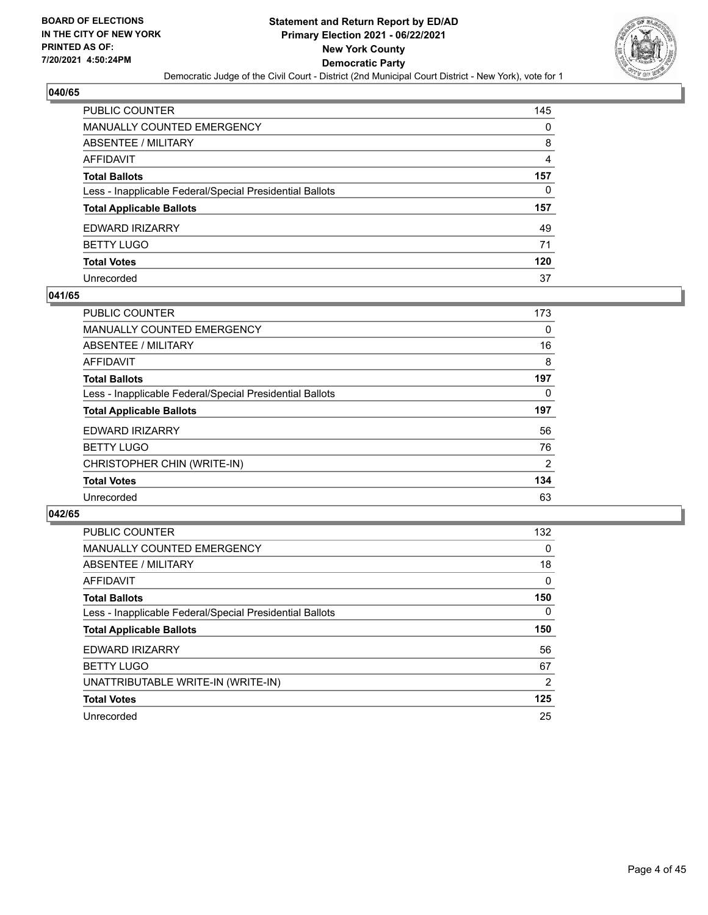**BOARD OF ELECTIONS IN THE CITY OF NEW YORK PRINTED AS OF: 7/20/2021 4:50:24PM**

# Statement and Return Report by ED/AD
## Primary Election 2021 - 06/22/2021
## New York County
## Democratic Party

Democratic Judge of the Civil Court - District (2nd Municipal Court District - New York), vote for 1

### 040/65

| | |
|---|---|
| PUBLIC COUNTER | 145 |
| MANUALLY COUNTED EMERGENCY | 0 |
| ABSENTEE / MILITARY | 8 |
| AFFIDAVIT | 4 |
| **Total Ballots** | **157** |
| Less - Inapplicable Federal/Special Presidential Ballots | 0 |
| **Total Applicable Ballots** | **157** |
| EDWARD IRIZARRY | 49 |
| BETTY LUGO | 71 |
| **Total Votes** | **120** |
| Unrecorded | 37 |

### 041/65

| | |
|---|---|
| PUBLIC COUNTER | 173 |
| MANUALLY COUNTED EMERGENCY | 0 |
| ABSENTEE / MILITARY | 16 |
| AFFIDAVIT | 8 |
| **Total Ballots** | **197** |
| Less - Inapplicable Federal/Special Presidential Ballots | 0 |
| **Total Applicable Ballots** | **197** |
| EDWARD IRIZARRY | 56 |
| BETTY LUGO | 76 |
| CHRISTOPHER CHIN (WRITE-IN) | 2 |
| **Total Votes** | **134** |
| Unrecorded | 63 |

### 042/65

| | |
|---|---|
| PUBLIC COUNTER | 132 |
| MANUALLY COUNTED EMERGENCY | 0 |
| ABSENTEE / MILITARY | 18 |
| AFFIDAVIT | 0 |
| **Total Ballots** | **150** |
| Less - Inapplicable Federal/Special Presidential Ballots | 0 |
| **Total Applicable Ballots** | **150** |
| EDWARD IRIZARRY | 56 |
| BETTY LUGO | 67 |
| UNATTRIBUTABLE WRITE-IN (WRITE-IN) | 2 |
| **Total Votes** | **125** |
| Unrecorded | 25 |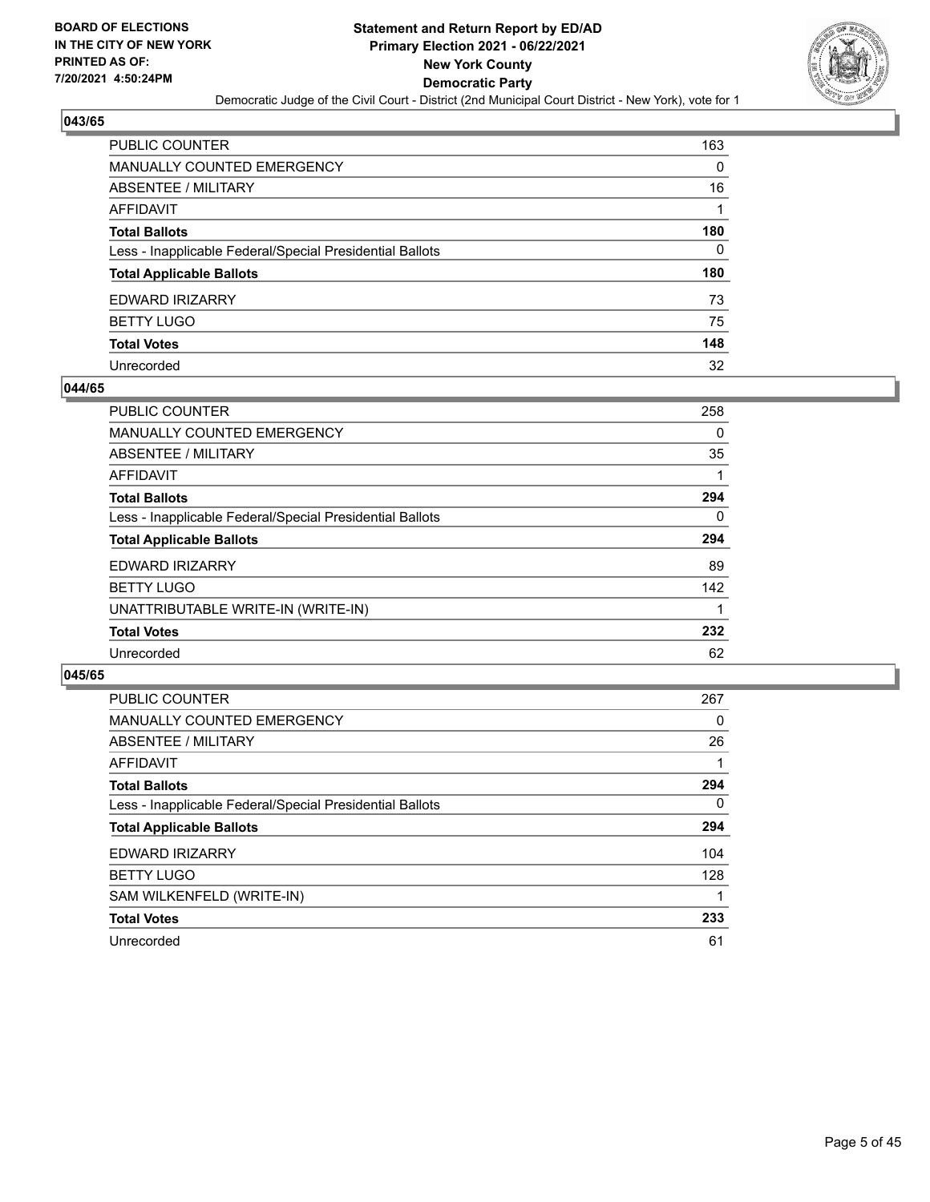## 043/65

| | |
|---|---|
| PUBLIC COUNTER | 163 |
| MANUALLY COUNTED EMERGENCY | 0 |
| ABSENTEE / MILITARY | 16 |
| AFFIDAVIT | 1 |
| **Total Ballots** | **180** |
| Less - Inapplicable Federal/Special Presidential Ballots | 0 |
| **Total Applicable Ballots** | **180** |
| EDWARD IRIZARRY | 73 |
| BETTY LUGO | 75 |
| **Total Votes** | **148** |
| Unrecorded | 32 |

## 044/65

| | |
|---|---|
| PUBLIC COUNTER | 258 |
| MANUALLY COUNTED EMERGENCY | 0 |
| ABSENTEE / MILITARY | 35 |
| AFFIDAVIT | 1 |
| **Total Ballots** | **294** |
| Less - Inapplicable Federal/Special Presidential Ballots | 0 |
| **Total Applicable Ballots** | **294** |
| EDWARD IRIZARRY | 89 |
| BETTY LUGO | 142 |
| UNATTRIBUTABLE WRITE-IN (WRITE-IN) | 1 |
| **Total Votes** | **232** |
| Unrecorded | 62 |

## 045/65

| | |
|---|---|
| PUBLIC COUNTER | 267 |
| MANUALLY COUNTED EMERGENCY | 0 |
| ABSENTEE / MILITARY | 26 |
| AFFIDAVIT | 1 |
| **Total Ballots** | **294** |
| Less - Inapplicable Federal/Special Presidential Ballots | 0 |
| **Total Applicable Ballots** | **294** |
| EDWARD IRIZARRY | 104 |
| BETTY LUGO | 128 |
| SAM WILKENFELD (WRITE-IN) | 1 |
| **Total Votes** | **233** |
| Unrecorded | 61 |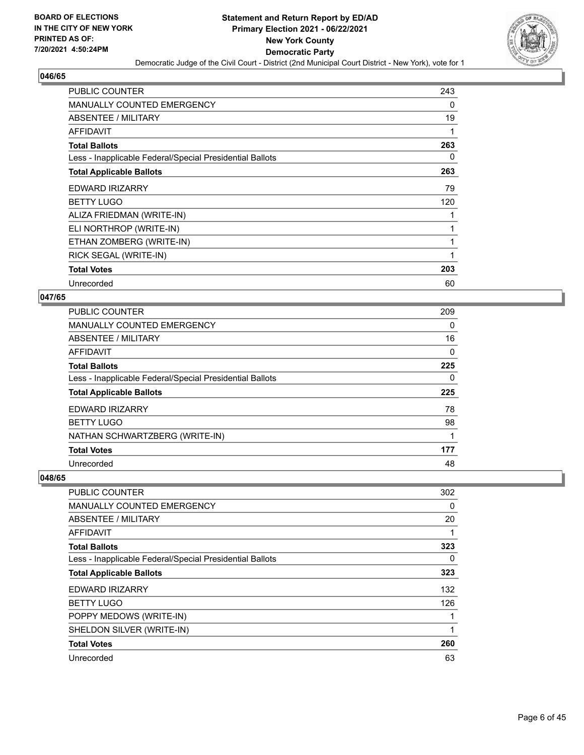**BOARD OF ELECTIONS IN THE CITY OF NEW YORK PRINTED AS OF: 7/20/2021 4:50:24PM**

# Statement and Return Report by ED/AD
## Primary Election 2021 - 06/22/2021
## New York County
## Democratic Party
Democratic Judge of the Civil Court - District (2nd Municipal Court District - New York), vote for 1

### 046/65

| | |
|---|---|
| PUBLIC COUNTER | 243 |
| MANUALLY COUNTED EMERGENCY | 0 |
| ABSENTEE / MILITARY | 19 |
| AFFIDAVIT | 1 |
| **Total Ballots** | **263** |
| Less - Inapplicable Federal/Special Presidential Ballots | 0 |
| **Total Applicable Ballots** | **263** |
| EDWARD IRIZARRY | 79 |
| BETTY LUGO | 120 |
| ALIZA FRIEDMAN (WRITE-IN) | 1 |
| ELI NORTHROP (WRITE-IN) | 1 |
| ETHAN ZOMBERG (WRITE-IN) | 1 |
| RICK SEGAL (WRITE-IN) | 1 |
| **Total Votes** | **203** |
| Unrecorded | 60 |

### 047/65

| | |
|---|---|
| PUBLIC COUNTER | 209 |
| MANUALLY COUNTED EMERGENCY | 0 |
| ABSENTEE / MILITARY | 16 |
| AFFIDAVIT | 0 |
| **Total Ballots** | **225** |
| Less - Inapplicable Federal/Special Presidential Ballots | 0 |
| **Total Applicable Ballots** | **225** |
| EDWARD IRIZARRY | 78 |
| BETTY LUGO | 98 |
| NATHAN SCHWARTZBERG (WRITE-IN) | 1 |
| **Total Votes** | **177** |
| Unrecorded | 48 |

### 048/65

| | |
|---|---|
| PUBLIC COUNTER | 302 |
| MANUALLY COUNTED EMERGENCY | 0 |
| ABSENTEE / MILITARY | 20 |
| AFFIDAVIT | 1 |
| **Total Ballots** | **323** |
| Less - Inapplicable Federal/Special Presidential Ballots | 0 |
| **Total Applicable Ballots** | **323** |
| EDWARD IRIZARRY | 132 |
| BETTY LUGO | 126 |
| POPPY MEDOWS (WRITE-IN) | 1 |
| SHELDON SILVER (WRITE-IN) | 1 |
| **Total Votes** | **260** |
| Unrecorded | 63 |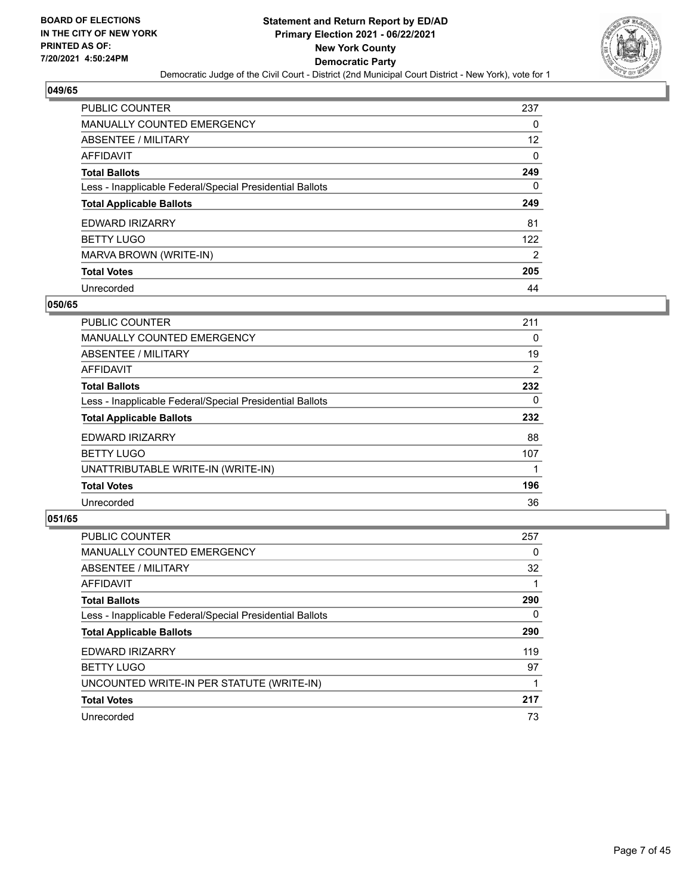**Statement and Return Report by ED/AD**
**Primary Election 2021 - 06/22/2021**
**New York County**
**Democratic Party**
Democratic Judge of the Civil Court - District (2nd Municipal Court District - New York), vote for 1

BOARD OF ELECTIONS IN THE CITY OF NEW YORK PRINTED AS OF: 7/20/2021 4:50:24PM

## 049/65

| | |
|---|---|
| PUBLIC COUNTER | 237 |
| MANUALLY COUNTED EMERGENCY | 0 |
| ABSENTEE / MILITARY | 12 |
| AFFIDAVIT | 0 |
| **Total Ballots** | **249** |
| Less - Inapplicable Federal/Special Presidential Ballots | 0 |
| **Total Applicable Ballots** | **249** |
| EDWARD IRIZARRY | 81 |
| BETTY LUGO | 122 |
| MARVA BROWN (WRITE-IN) | 2 |
| **Total Votes** | **205** |
| Unrecorded | 44 |

## 050/65

| | |
|---|---|
| PUBLIC COUNTER | 211 |
| MANUALLY COUNTED EMERGENCY | 0 |
| ABSENTEE / MILITARY | 19 |
| AFFIDAVIT | 2 |
| **Total Ballots** | **232** |
| Less - Inapplicable Federal/Special Presidential Ballots | 0 |
| **Total Applicable Ballots** | **232** |
| EDWARD IRIZARRY | 88 |
| BETTY LUGO | 107 |
| UNATTRIBUTABLE WRITE-IN (WRITE-IN) | 1 |
| **Total Votes** | **196** |
| Unrecorded | 36 |

## 051/65

| | |
|---|---|
| PUBLIC COUNTER | 257 |
| MANUALLY COUNTED EMERGENCY | 0 |
| ABSENTEE / MILITARY | 32 |
| AFFIDAVIT | 1 |
| **Total Ballots** | **290** |
| Less - Inapplicable Federal/Special Presidential Ballots | 0 |
| **Total Applicable Ballots** | **290** |
| EDWARD IRIZARRY | 119 |
| BETTY LUGO | 97 |
| UNCOUNTED WRITE-IN PER STATUTE (WRITE-IN) | 1 |
| **Total Votes** | **217** |
| Unrecorded | 73 |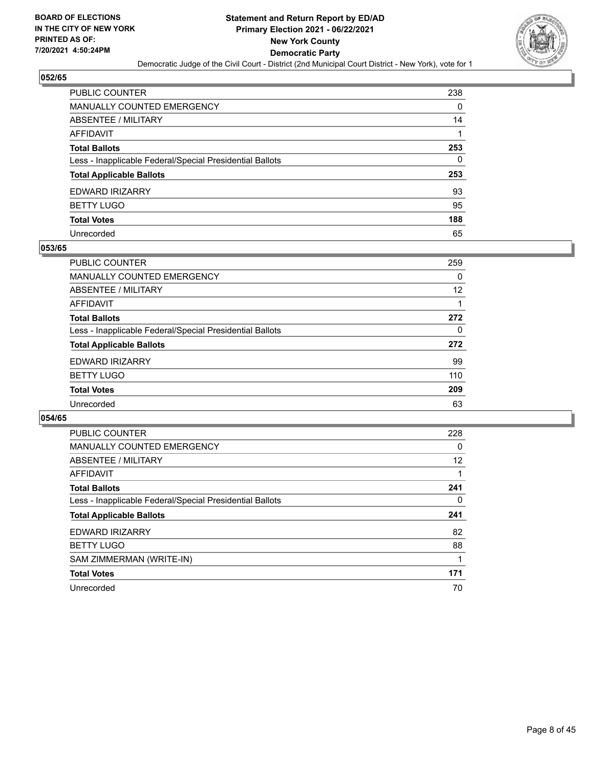BOARD OF ELECTIONS
IN THE CITY OF NEW YORK
PRINTED AS OF:
7/20/2021 4:50:24PM

**Statement and Return Report by ED/AD**
**Primary Election 2021 - 06/22/2021**
**New York County**
**Democratic Party**
Democratic Judge of the Civil Court - District (2nd Municipal Court District - New York), vote for 1

### 052/65

| | |
|---|---|
| PUBLIC COUNTER | 238 |
| MANUALLY COUNTED EMERGENCY | 0 |
| ABSENTEE / MILITARY | 14 |
| AFFIDAVIT | 1 |
| **Total Ballots** | **253** |
| Less - Inapplicable Federal/Special Presidential Ballots | 0 |
| **Total Applicable Ballots** | **253** |
| EDWARD IRIZARRY | 93 |
| BETTY LUGO | 95 |
| **Total Votes** | **188** |
| Unrecorded | 65 |

### 053/65

| | |
|---|---|
| PUBLIC COUNTER | 259 |
| MANUALLY COUNTED EMERGENCY | 0 |
| ABSENTEE / MILITARY | 12 |
| AFFIDAVIT | 1 |
| **Total Ballots** | **272** |
| Less - Inapplicable Federal/Special Presidential Ballots | 0 |
| **Total Applicable Ballots** | **272** |
| EDWARD IRIZARRY | 99 |
| BETTY LUGO | 110 |
| **Total Votes** | **209** |
| Unrecorded | 63 |

### 054/65

| | |
|---|---|
| PUBLIC COUNTER | 228 |
| MANUALLY COUNTED EMERGENCY | 0 |
| ABSENTEE / MILITARY | 12 |
| AFFIDAVIT | 1 |
| **Total Ballots** | **241** |
| Less - Inapplicable Federal/Special Presidential Ballots | 0 |
| **Total Applicable Ballots** | **241** |
| EDWARD IRIZARRY | 82 |
| BETTY LUGO | 88 |
| SAM ZIMMERMAN (WRITE-IN) | 1 |
| **Total Votes** | **171** |
| Unrecorded | 70 |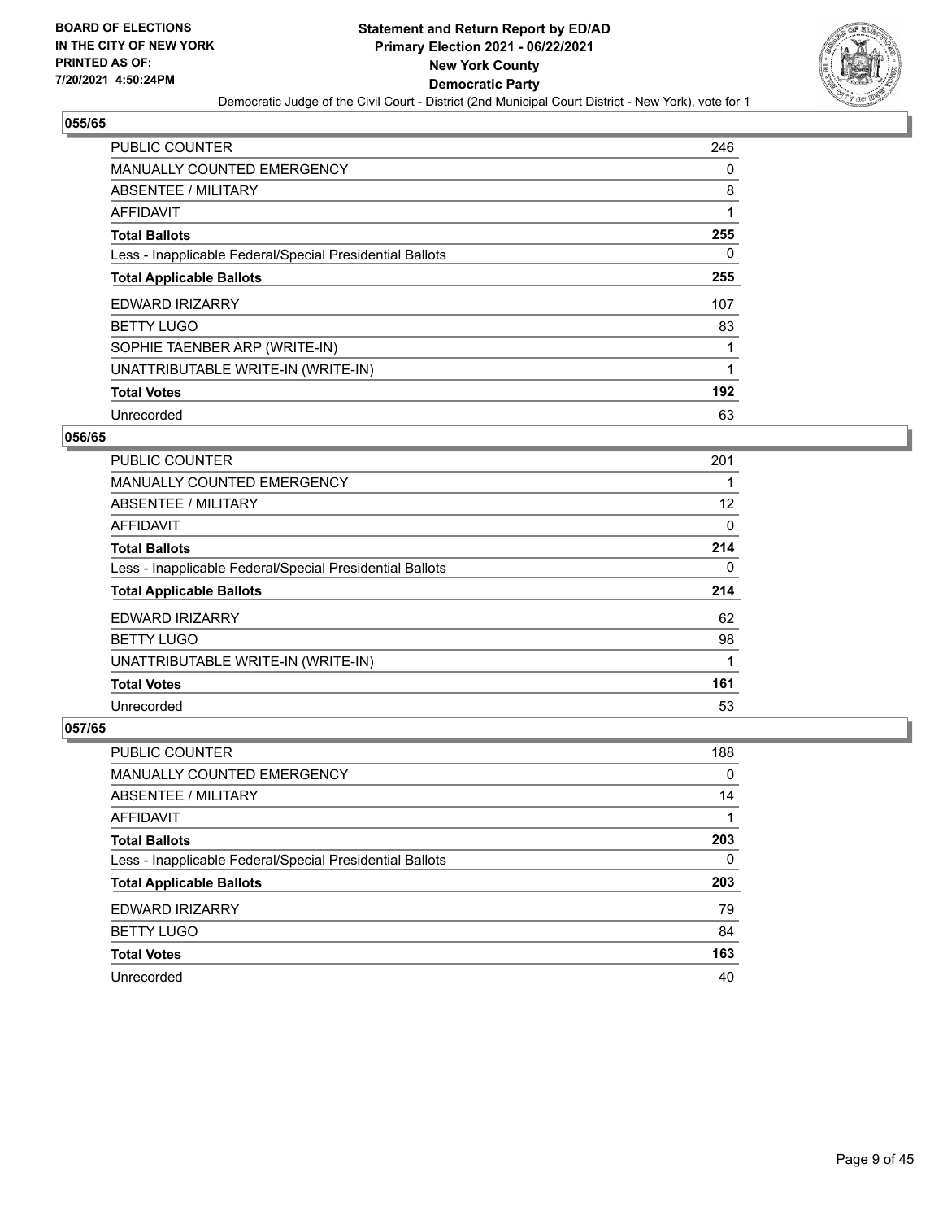**BOARD OF ELECTIONS IN THE CITY OF NEW YORK PRINTED AS OF: 7/20/2021 4:50:24PM**

**Statement and Return Report by ED/AD**
**Primary Election 2021 - 06/22/2021**
**New York County**
**Democratic Party**
Democratic Judge of the Civil Court - District (2nd Municipal Court District - New York), vote for 1

### 055/65

| | |
|---|---|
| PUBLIC COUNTER | 246 |
| MANUALLY COUNTED EMERGENCY | 0 |
| ABSENTEE / MILITARY | 8 |
| AFFIDAVIT | 1 |
| **Total Ballots** | **255** |
| Less - Inapplicable Federal/Special Presidential Ballots | 0 |
| **Total Applicable Ballots** | **255** |
| EDWARD IRIZARRY | 107 |
| BETTY LUGO | 83 |
| SOPHIE TAENBER ARP (WRITE-IN) | 1 |
| UNATTRIBUTABLE WRITE-IN (WRITE-IN) | 1 |
| **Total Votes** | **192** |
| Unrecorded | 63 |

### 056/65

| | |
|---|---|
| PUBLIC COUNTER | 201 |
| MANUALLY COUNTED EMERGENCY | 1 |
| ABSENTEE / MILITARY | 12 |
| AFFIDAVIT | 0 |
| **Total Ballots** | **214** |
| Less - Inapplicable Federal/Special Presidential Ballots | 0 |
| **Total Applicable Ballots** | **214** |
| EDWARD IRIZARRY | 62 |
| BETTY LUGO | 98 |
| UNATTRIBUTABLE WRITE-IN (WRITE-IN) | 1 |
| **Total Votes** | **161** |
| Unrecorded | 53 |

### 057/65

| | |
|---|---|
| PUBLIC COUNTER | 188 |
| MANUALLY COUNTED EMERGENCY | 0 |
| ABSENTEE / MILITARY | 14 |
| AFFIDAVIT | 1 |
| **Total Ballots** | **203** |
| Less - Inapplicable Federal/Special Presidential Ballots | 0 |
| **Total Applicable Ballots** | **203** |
| EDWARD IRIZARRY | 79 |
| BETTY LUGO | 84 |
| **Total Votes** | **163** |
| Unrecorded | 40 |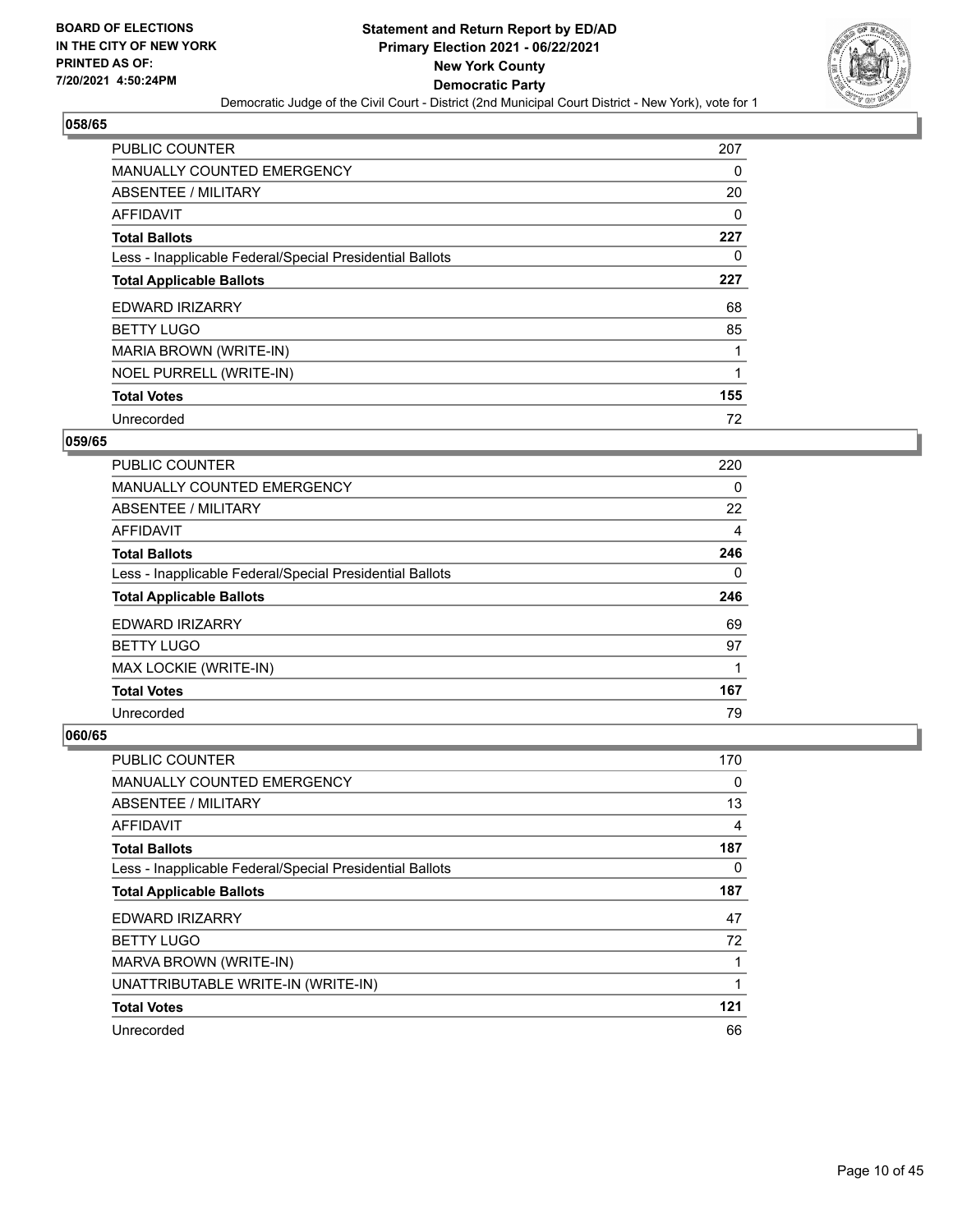## 058/65

| | |
|---|---|
| PUBLIC COUNTER | 207 |
| MANUALLY COUNTED EMERGENCY | 0 |
| ABSENTEE / MILITARY | 20 |
| AFFIDAVIT | 0 |
| **Total Ballots** | **227** |
| Less - Inapplicable Federal/Special Presidential Ballots | 0 |
| **Total Applicable Ballots** | **227** |
| EDWARD IRIZARRY | 68 |
| BETTY LUGO | 85 |
| MARIA BROWN (WRITE-IN) | 1 |
| NOEL PURRELL (WRITE-IN) | 1 |
| **Total Votes** | **155** |
| Unrecorded | 72 |

## 059/65

| | |
|---|---|
| PUBLIC COUNTER | 220 |
| MANUALLY COUNTED EMERGENCY | 0 |
| ABSENTEE / MILITARY | 22 |
| AFFIDAVIT | 4 |
| **Total Ballots** | **246** |
| Less - Inapplicable Federal/Special Presidential Ballots | 0 |
| **Total Applicable Ballots** | **246** |
| EDWARD IRIZARRY | 69 |
| BETTY LUGO | 97 |
| MAX LOCKIE (WRITE-IN) | 1 |
| **Total Votes** | **167** |
| Unrecorded | 79 |

## 060/65

| | |
|---|---|
| PUBLIC COUNTER | 170 |
| MANUALLY COUNTED EMERGENCY | 0 |
| ABSENTEE / MILITARY | 13 |
| AFFIDAVIT | 4 |
| **Total Ballots** | **187** |
| Less - Inapplicable Federal/Special Presidential Ballots | 0 |
| **Total Applicable Ballots** | **187** |
| EDWARD IRIZARRY | 47 |
| BETTY LUGO | 72 |
| MARVA BROWN (WRITE-IN) | 1 |
| UNATTRIBUTABLE WRITE-IN (WRITE-IN) | 1 |
| **Total Votes** | **121** |
| Unrecorded | 66 |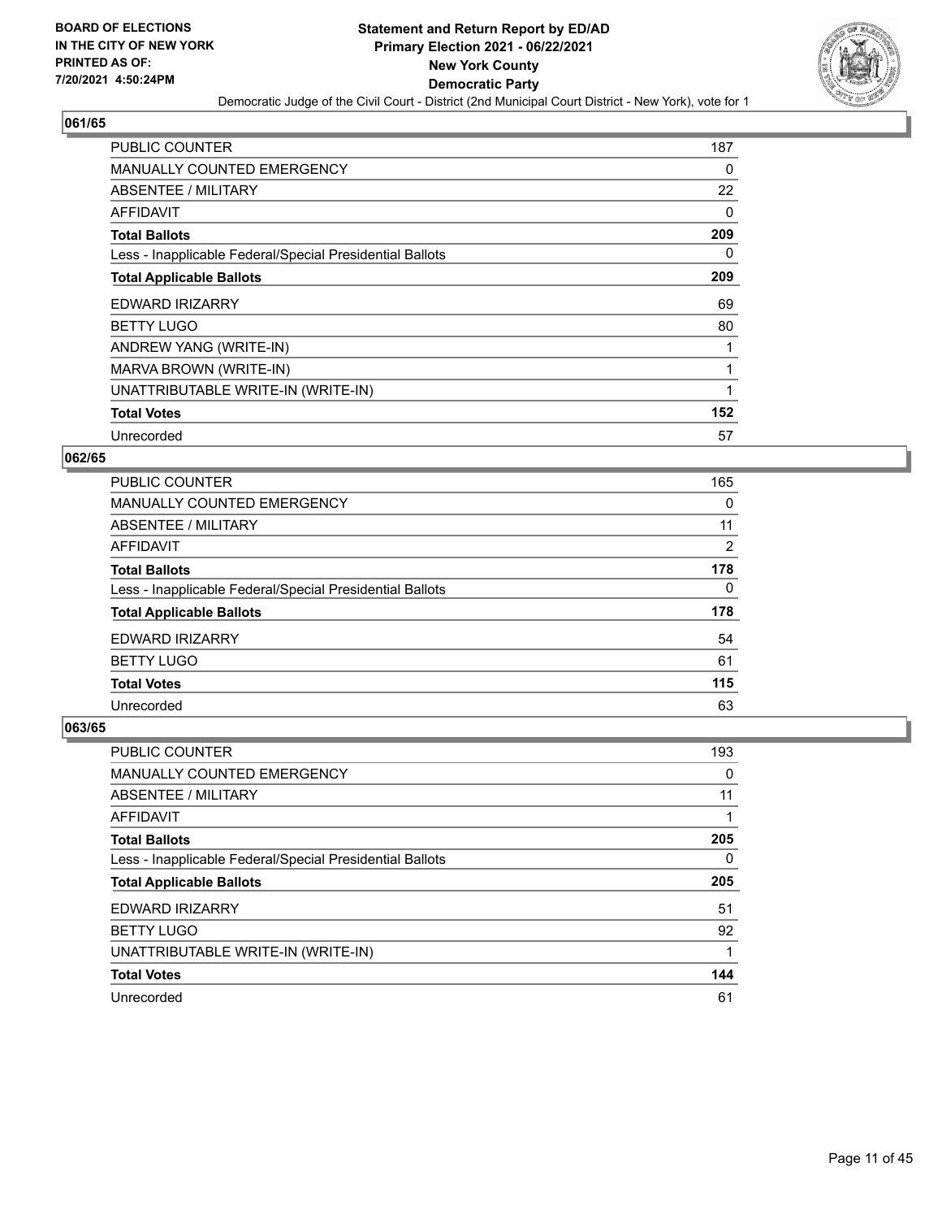**BOARD OF ELECTIONS IN THE CITY OF NEW YORK PRINTED AS OF: 7/20/2021 4:50:24PM**

**Statement and Return Report by ED/AD Primary Election 2021 - 06/22/2021 New York County Democratic Party**

Democratic Judge of the Civil Court - District (2nd Municipal Court District - New York), vote for 1

## 061/65

| | |
|---|---|
| PUBLIC COUNTER | 187 |
| MANUALLY COUNTED EMERGENCY | 0 |
| ABSENTEE / MILITARY | 22 |
| AFFIDAVIT | 0 |
| **Total Ballots** | **209** |
| Less - Inapplicable Federal/Special Presidential Ballots | 0 |
| **Total Applicable Ballots** | **209** |
| EDWARD IRIZARRY | 69 |
| BETTY LUGO | 80 |
| ANDREW YANG (WRITE-IN) | 1 |
| MARVA BROWN (WRITE-IN) | 1 |
| UNATTRIBUTABLE WRITE-IN (WRITE-IN) | 1 |
| **Total Votes** | **152** |
| Unrecorded | 57 |

## 062/65

| | |
|---|---|
| PUBLIC COUNTER | 165 |
| MANUALLY COUNTED EMERGENCY | 0 |
| ABSENTEE / MILITARY | 11 |
| AFFIDAVIT | 2 |
| **Total Ballots** | **178** |
| Less - Inapplicable Federal/Special Presidential Ballots | 0 |
| **Total Applicable Ballots** | **178** |
| EDWARD IRIZARRY | 54 |
| BETTY LUGO | 61 |
| **Total Votes** | **115** |
| Unrecorded | 63 |

## 063/65

| | |
|---|---|
| PUBLIC COUNTER | 193 |
| MANUALLY COUNTED EMERGENCY | 0 |
| ABSENTEE / MILITARY | 11 |
| AFFIDAVIT | 1 |
| **Total Ballots** | **205** |
| Less - Inapplicable Federal/Special Presidential Ballots | 0 |
| **Total Applicable Ballots** | **205** |
| EDWARD IRIZARRY | 51 |
| BETTY LUGO | 92 |
| UNATTRIBUTABLE WRITE-IN (WRITE-IN) | 1 |
| **Total Votes** | **144** |
| Unrecorded | 61 |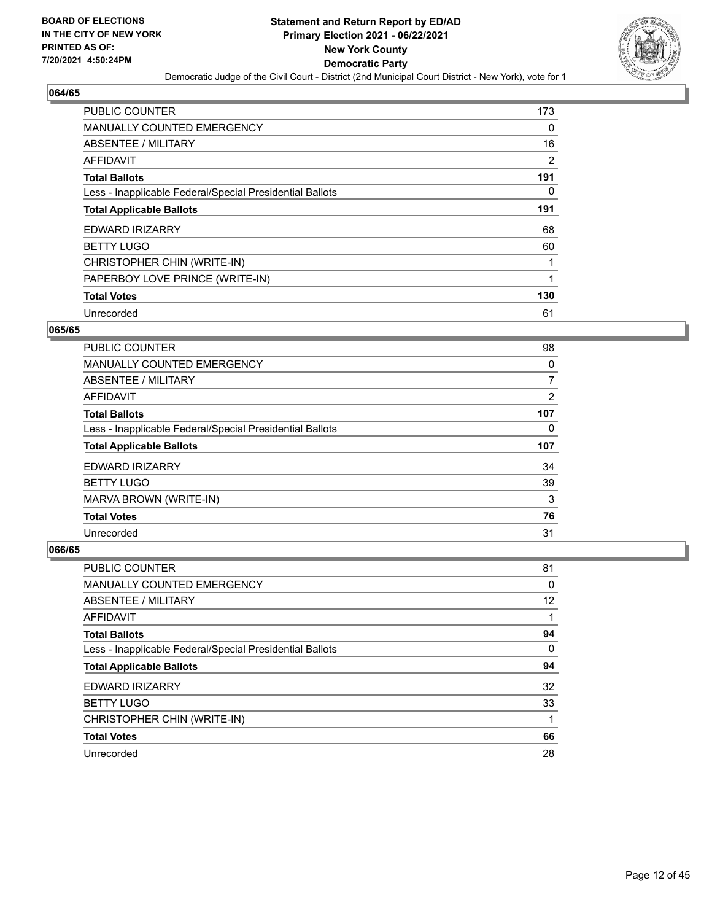## 064/65

| | |
|---|---|
| PUBLIC COUNTER | 173 |
| MANUALLY COUNTED EMERGENCY | 0 |
| ABSENTEE / MILITARY | 16 |
| AFFIDAVIT | 2 |
| **Total Ballots** | **191** |
| Less - Inapplicable Federal/Special Presidential Ballots | 0 |
| **Total Applicable Ballots** | **191** |
| EDWARD IRIZARRY | 68 |
| BETTY LUGO | 60 |
| CHRISTOPHER CHIN (WRITE-IN) | 1 |
| PAPERBOY LOVE PRINCE (WRITE-IN) | 1 |
| **Total Votes** | **130** |
| Unrecorded | 61 |

## 065/65

| | |
|---|---|
| PUBLIC COUNTER | 98 |
| MANUALLY COUNTED EMERGENCY | 0 |
| ABSENTEE / MILITARY | 7 |
| AFFIDAVIT | 2 |
| **Total Ballots** | **107** |
| Less - Inapplicable Federal/Special Presidential Ballots | 0 |
| **Total Applicable Ballots** | **107** |
| EDWARD IRIZARRY | 34 |
| BETTY LUGO | 39 |
| MARVA BROWN (WRITE-IN) | 3 |
| **Total Votes** | **76** |
| Unrecorded | 31 |

## 066/65

| | |
|---|---|
| PUBLIC COUNTER | 81 |
| MANUALLY COUNTED EMERGENCY | 0 |
| ABSENTEE / MILITARY | 12 |
| AFFIDAVIT | 1 |
| **Total Ballots** | **94** |
| Less - Inapplicable Federal/Special Presidential Ballots | 0 |
| **Total Applicable Ballots** | **94** |
| EDWARD IRIZARRY | 32 |
| BETTY LUGO | 33 |
| CHRISTOPHER CHIN (WRITE-IN) | 1 |
| **Total Votes** | **66** |
| Unrecorded | 28 |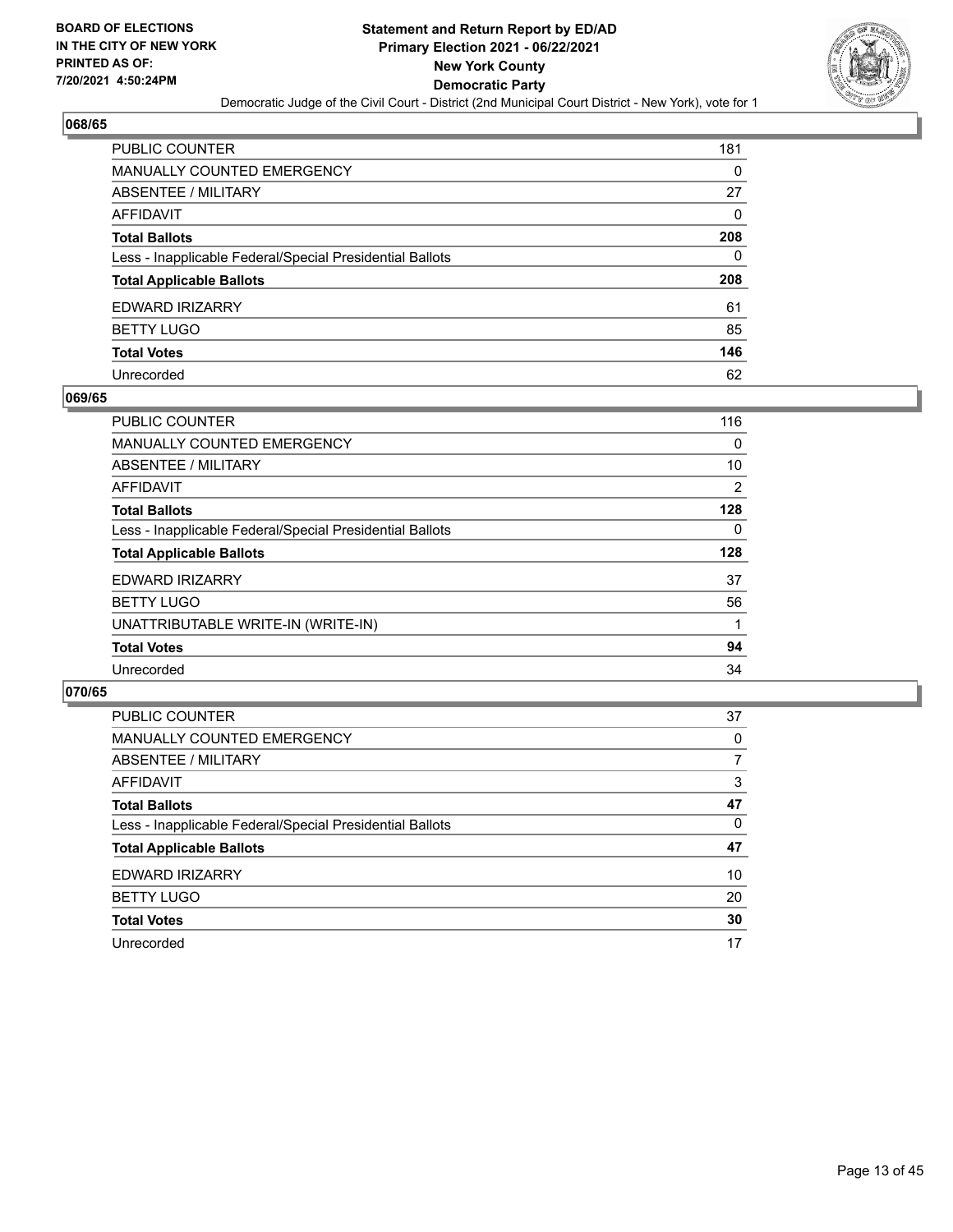**BOARD OF ELECTIONS IN THE CITY OF NEW YORK PRINTED AS OF: 7/20/2021 4:50:24PM**

**Statement and Return Report by ED/AD Primary Election 2021 - 06/22/2021 New York County Democratic Party**

Democratic Judge of the Civil Court - District (2nd Municipal Court District - New York), vote for 1

## 068/65

| | |
|---|---|
| PUBLIC COUNTER | 181 |
| MANUALLY COUNTED EMERGENCY | 0 |
| ABSENTEE / MILITARY | 27 |
| AFFIDAVIT | 0 |
| **Total Ballots** | **208** |
| Less - Inapplicable Federal/Special Presidential Ballots | 0 |
| **Total Applicable Ballots** | **208** |
| EDWARD IRIZARRY | 61 |
| BETTY LUGO | 85 |
| **Total Votes** | **146** |
| Unrecorded | 62 |

## 069/65

| | |
|---|---|
| PUBLIC COUNTER | 116 |
| MANUALLY COUNTED EMERGENCY | 0 |
| ABSENTEE / MILITARY | 10 |
| AFFIDAVIT | 2 |
| **Total Ballots** | **128** |
| Less - Inapplicable Federal/Special Presidential Ballots | 0 |
| **Total Applicable Ballots** | **128** |
| EDWARD IRIZARRY | 37 |
| BETTY LUGO | 56 |
| UNATTRIBUTABLE WRITE-IN (WRITE-IN) | 1 |
| **Total Votes** | **94** |
| Unrecorded | 34 |

## 070/65

| | |
|---|---|
| PUBLIC COUNTER | 37 |
| MANUALLY COUNTED EMERGENCY | 0 |
| ABSENTEE / MILITARY | 7 |
| AFFIDAVIT | 3 |
| **Total Ballots** | **47** |
| Less - Inapplicable Federal/Special Presidential Ballots | 0 |
| **Total Applicable Ballots** | **47** |
| EDWARD IRIZARRY | 10 |
| BETTY LUGO | 20 |
| **Total Votes** | **30** |
| Unrecorded | 17 |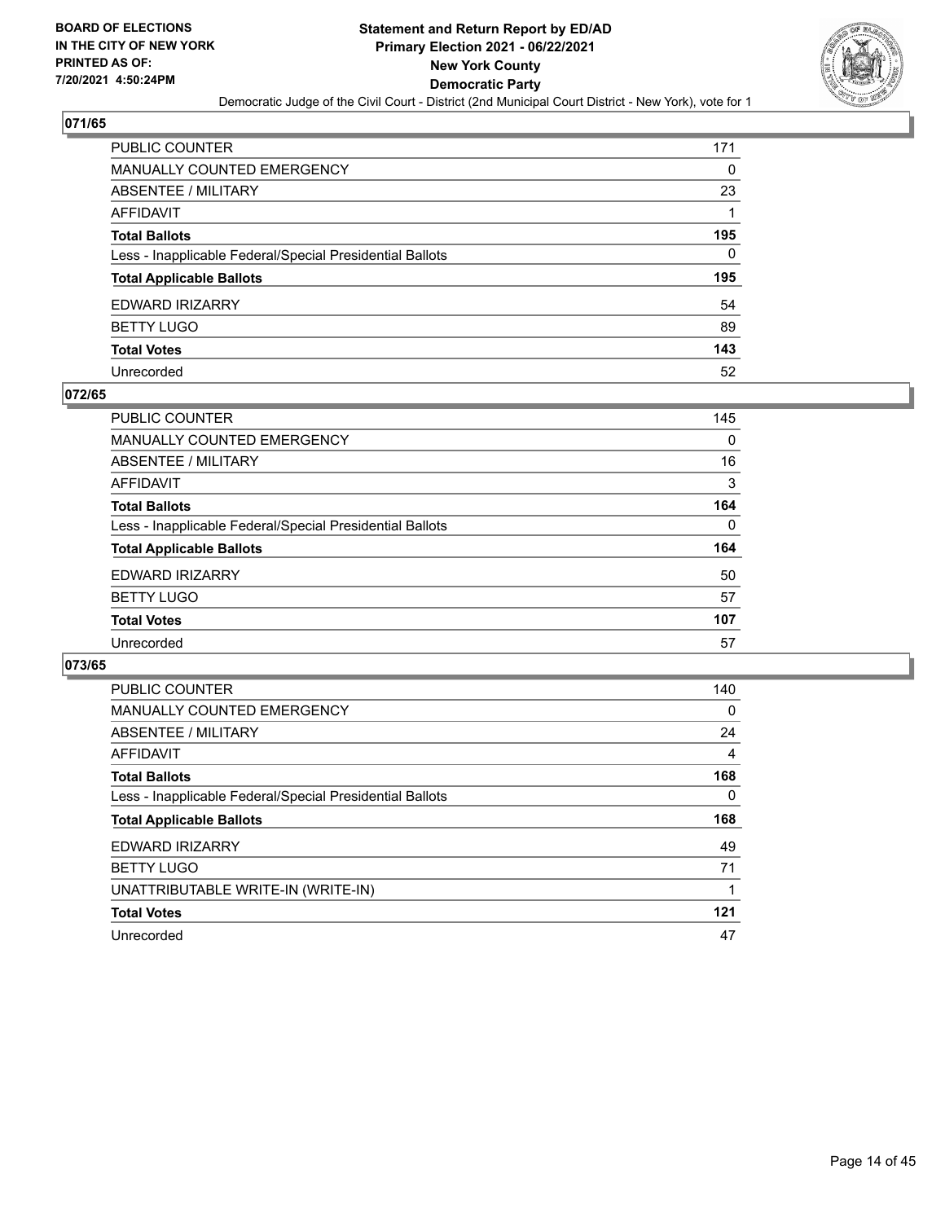## 071/65

| | |
|---|---|
| PUBLIC COUNTER | 171 |
| MANUALLY COUNTED EMERGENCY | 0 |
| ABSENTEE / MILITARY | 23 |
| AFFIDAVIT | 1 |
| **Total Ballots** | **195** |
| Less - Inapplicable Federal/Special Presidential Ballots | 0 |
| **Total Applicable Ballots** | **195** |
| EDWARD IRIZARRY | 54 |
| BETTY LUGO | 89 |
| **Total Votes** | **143** |
| Unrecorded | 52 |

## 072/65

| | |
|---|---|
| PUBLIC COUNTER | 145 |
| MANUALLY COUNTED EMERGENCY | 0 |
| ABSENTEE / MILITARY | 16 |
| AFFIDAVIT | 3 |
| **Total Ballots** | **164** |
| Less - Inapplicable Federal/Special Presidential Ballots | 0 |
| **Total Applicable Ballots** | **164** |
| EDWARD IRIZARRY | 50 |
| BETTY LUGO | 57 |
| **Total Votes** | **107** |
| Unrecorded | 57 |

## 073/65

| | |
|---|---|
| PUBLIC COUNTER | 140 |
| MANUALLY COUNTED EMERGENCY | 0 |
| ABSENTEE / MILITARY | 24 |
| AFFIDAVIT | 4 |
| **Total Ballots** | **168** |
| Less - Inapplicable Federal/Special Presidential Ballots | 0 |
| **Total Applicable Ballots** | **168** |
| EDWARD IRIZARRY | 49 |
| BETTY LUGO | 71 |
| UNATTRIBUTABLE WRITE-IN (WRITE-IN) | 1 |
| **Total Votes** | **121** |
| Unrecorded | 47 |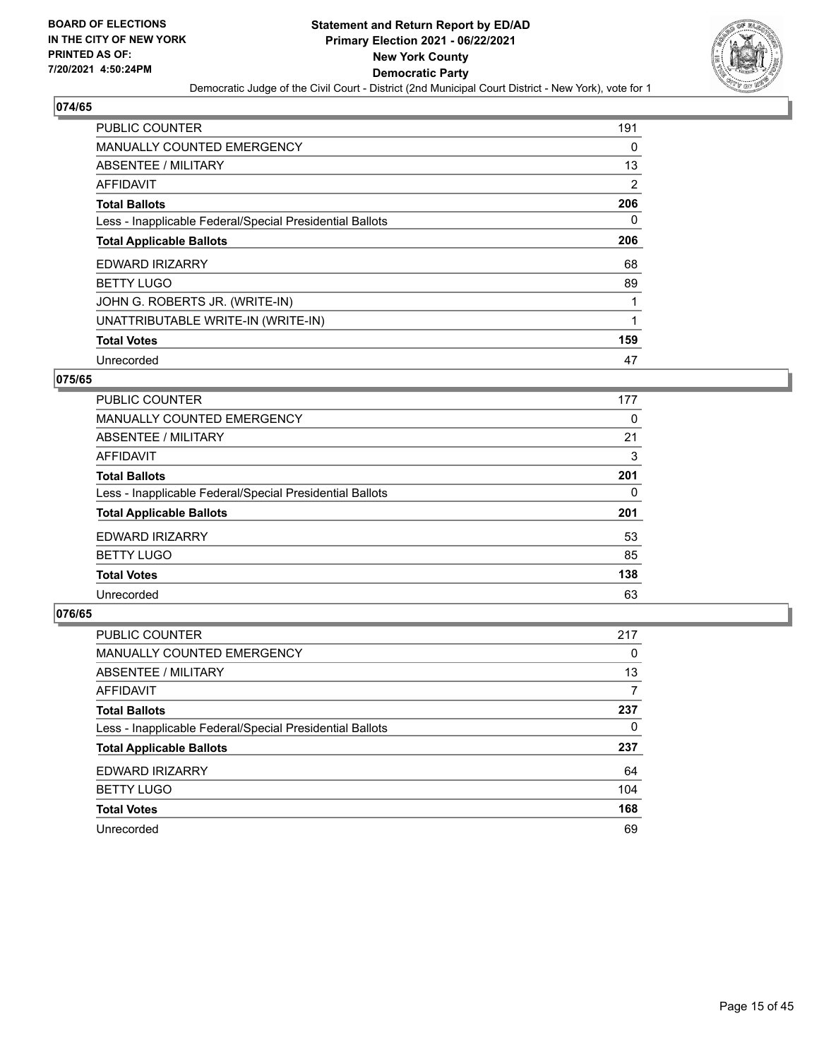## 074/65

| | |
|---|---|
| PUBLIC COUNTER | 191 |
| MANUALLY COUNTED EMERGENCY | 0 |
| ABSENTEE / MILITARY | 13 |
| AFFIDAVIT | 2 |
| **Total Ballots** | **206** |
| Less - Inapplicable Federal/Special Presidential Ballots | 0 |
| **Total Applicable Ballots** | **206** |
| EDWARD IRIZARRY | 68 |
| BETTY LUGO | 89 |
| JOHN G. ROBERTS JR. (WRITE-IN) | 1 |
| UNATTRIBUTABLE WRITE-IN (WRITE-IN) | 1 |
| **Total Votes** | **159** |
| Unrecorded | 47 |

## 075/65

| | |
|---|---|
| PUBLIC COUNTER | 177 |
| MANUALLY COUNTED EMERGENCY | 0 |
| ABSENTEE / MILITARY | 21 |
| AFFIDAVIT | 3 |
| **Total Ballots** | **201** |
| Less - Inapplicable Federal/Special Presidential Ballots | 0 |
| **Total Applicable Ballots** | **201** |
| EDWARD IRIZARRY | 53 |
| BETTY LUGO | 85 |
| **Total Votes** | **138** |
| Unrecorded | 63 |

## 076/65

| | |
|---|---|
| PUBLIC COUNTER | 217 |
| MANUALLY COUNTED EMERGENCY | 0 |
| ABSENTEE / MILITARY | 13 |
| AFFIDAVIT | 7 |
| **Total Ballots** | **237** |
| Less - Inapplicable Federal/Special Presidential Ballots | 0 |
| **Total Applicable Ballots** | **237** |
| EDWARD IRIZARRY | 64 |
| BETTY LUGO | 104 |
| **Total Votes** | **168** |
| Unrecorded | 69 |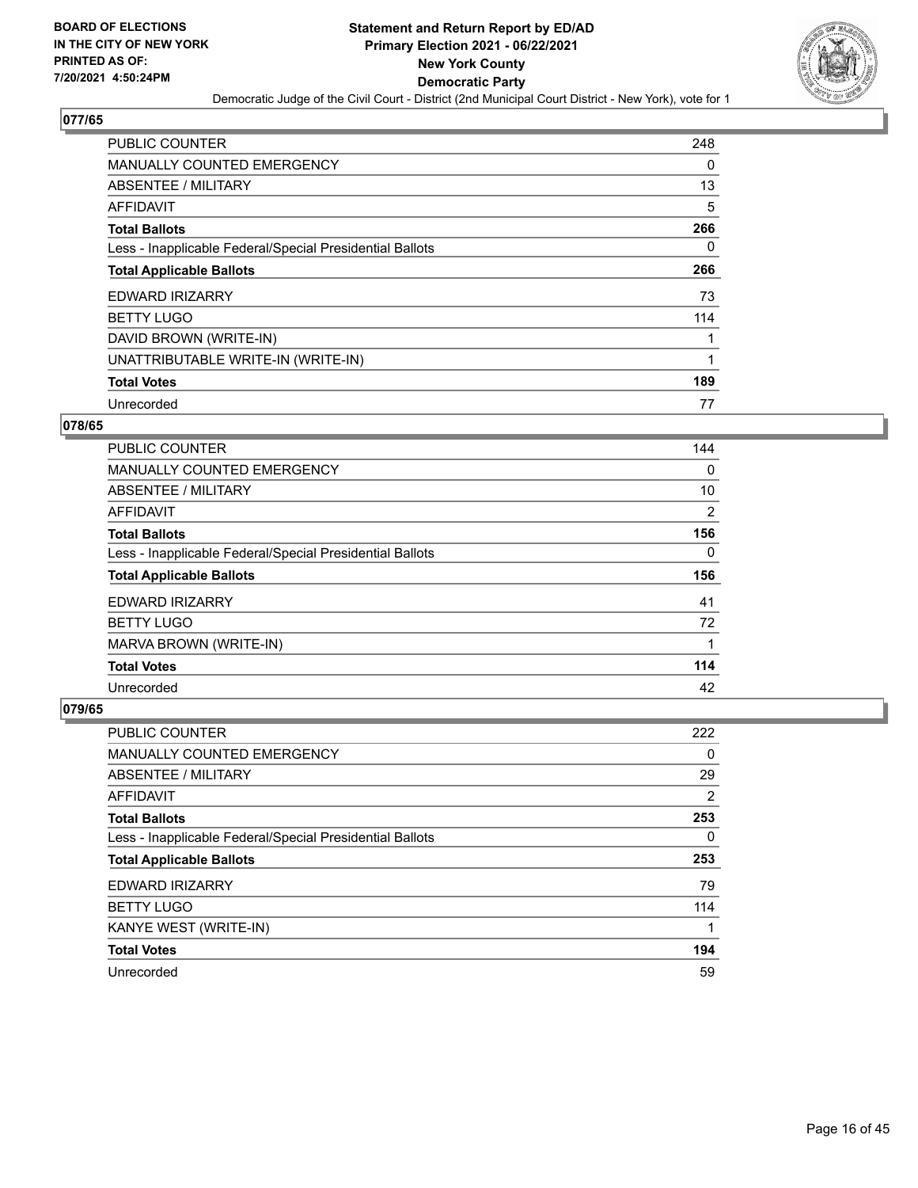**Statement and Return Report by ED/AD**
**Primary Election 2021 - 06/22/2021**
**New York County**
**Democratic Party**
Democratic Judge of the Civil Court - District (2nd Municipal Court District - New York), vote for 1

BOARD OF ELECTIONS IN THE CITY OF NEW YORK PRINTED AS OF: 7/20/2021 4:50:24PM

## 077/65

| | |
|---|---|
| PUBLIC COUNTER | 248 |
| MANUALLY COUNTED EMERGENCY | 0 |
| ABSENTEE / MILITARY | 13 |
| AFFIDAVIT | 5 |
| **Total Ballots** | **266** |
| Less - Inapplicable Federal/Special Presidential Ballots | 0 |
| **Total Applicable Ballots** | **266** |
| EDWARD IRIZARRY | 73 |
| BETTY LUGO | 114 |
| DAVID BROWN (WRITE-IN) | 1 |
| UNATTRIBUTABLE WRITE-IN (WRITE-IN) | 1 |
| **Total Votes** | **189** |
| Unrecorded | 77 |

## 078/65

| | |
|---|---|
| PUBLIC COUNTER | 144 |
| MANUALLY COUNTED EMERGENCY | 0 |
| ABSENTEE / MILITARY | 10 |
| AFFIDAVIT | 2 |
| **Total Ballots** | **156** |
| Less - Inapplicable Federal/Special Presidential Ballots | 0 |
| **Total Applicable Ballots** | **156** |
| EDWARD IRIZARRY | 41 |
| BETTY LUGO | 72 |
| MARVA BROWN (WRITE-IN) | 1 |
| **Total Votes** | **114** |
| Unrecorded | 42 |

## 079/65

| | |
|---|---|
| PUBLIC COUNTER | 222 |
| MANUALLY COUNTED EMERGENCY | 0 |
| ABSENTEE / MILITARY | 29 |
| AFFIDAVIT | 2 |
| **Total Ballots** | **253** |
| Less - Inapplicable Federal/Special Presidential Ballots | 0 |
| **Total Applicable Ballots** | **253** |
| EDWARD IRIZARRY | 79 |
| BETTY LUGO | 114 |
| KANYE WEST (WRITE-IN) | 1 |
| **Total Votes** | **194** |
| Unrecorded | 59 |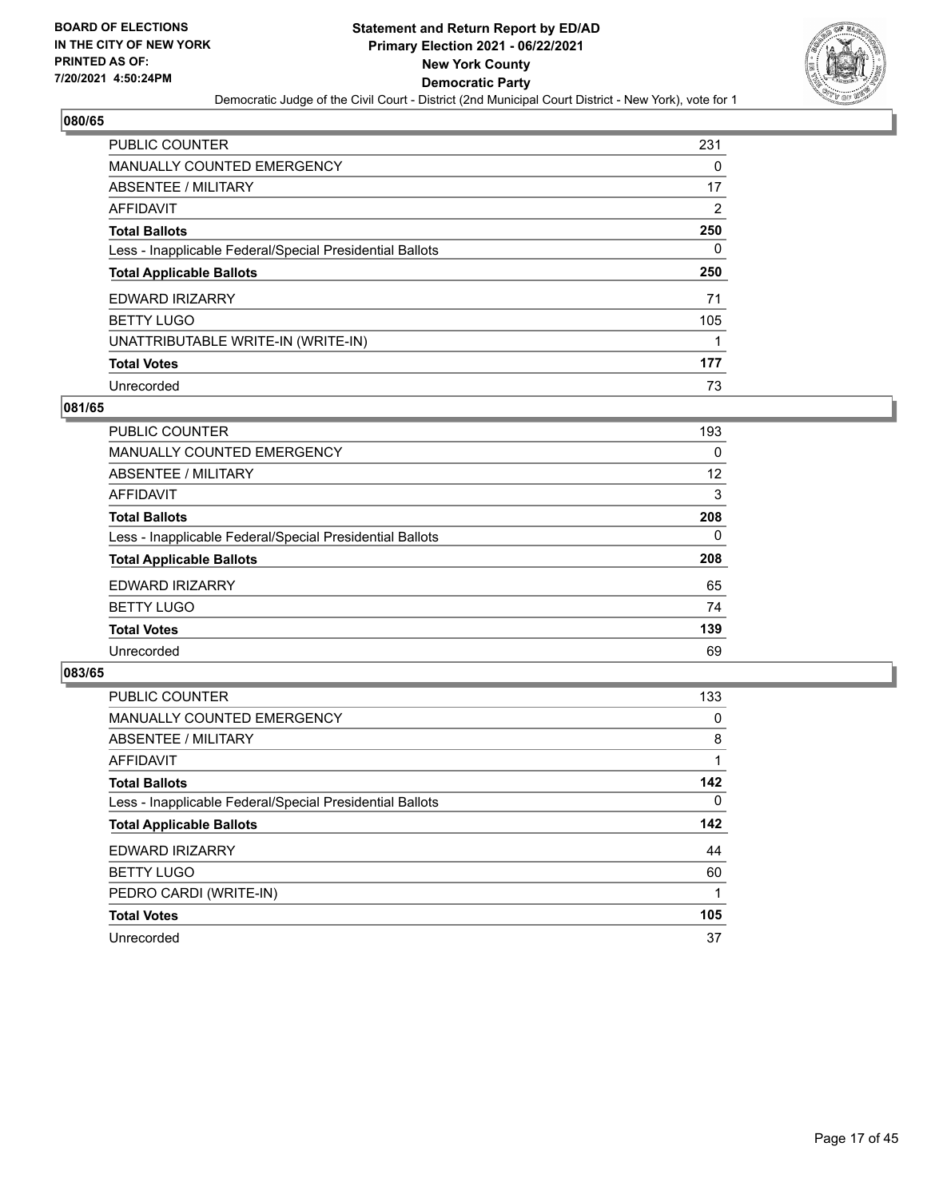**BOARD OF ELECTIONS IN THE CITY OF NEW YORK PRINTED AS OF: 7/20/2021 4:50:24PM**

# Statement and Return Report by ED/AD
## Primary Election 2021 - 06/22/2021
## New York County
## Democratic Party

Democratic Judge of the Civil Court - District (2nd Municipal Court District - New York), vote for 1

### 080/65

| | |
|---|---|
| PUBLIC COUNTER | 231 |
| MANUALLY COUNTED EMERGENCY | 0 |
| ABSENTEE / MILITARY | 17 |
| AFFIDAVIT | 2 |
| **Total Ballots** | **250** |
| Less - Inapplicable Federal/Special Presidential Ballots | 0 |
| **Total Applicable Ballots** | **250** |
| EDWARD IRIZARRY | 71 |
| BETTY LUGO | 105 |
| UNATTRIBUTABLE WRITE-IN (WRITE-IN) | 1 |
| **Total Votes** | **177** |
| Unrecorded | 73 |

### 081/65

| | |
|---|---|
| PUBLIC COUNTER | 193 |
| MANUALLY COUNTED EMERGENCY | 0 |
| ABSENTEE / MILITARY | 12 |
| AFFIDAVIT | 3 |
| **Total Ballots** | **208** |
| Less - Inapplicable Federal/Special Presidential Ballots | 0 |
| **Total Applicable Ballots** | **208** |
| EDWARD IRIZARRY | 65 |
| BETTY LUGO | 74 |
| **Total Votes** | **139** |
| Unrecorded | 69 |

### 083/65

| | |
|---|---|
| PUBLIC COUNTER | 133 |
| MANUALLY COUNTED EMERGENCY | 0 |
| ABSENTEE / MILITARY | 8 |
| AFFIDAVIT | 1 |
| **Total Ballots** | **142** |
| Less - Inapplicable Federal/Special Presidential Ballots | 0 |
| **Total Applicable Ballots** | **142** |
| EDWARD IRIZARRY | 44 |
| BETTY LUGO | 60 |
| PEDRO CARDI (WRITE-IN) | 1 |
| **Total Votes** | **105** |
| Unrecorded | 37 |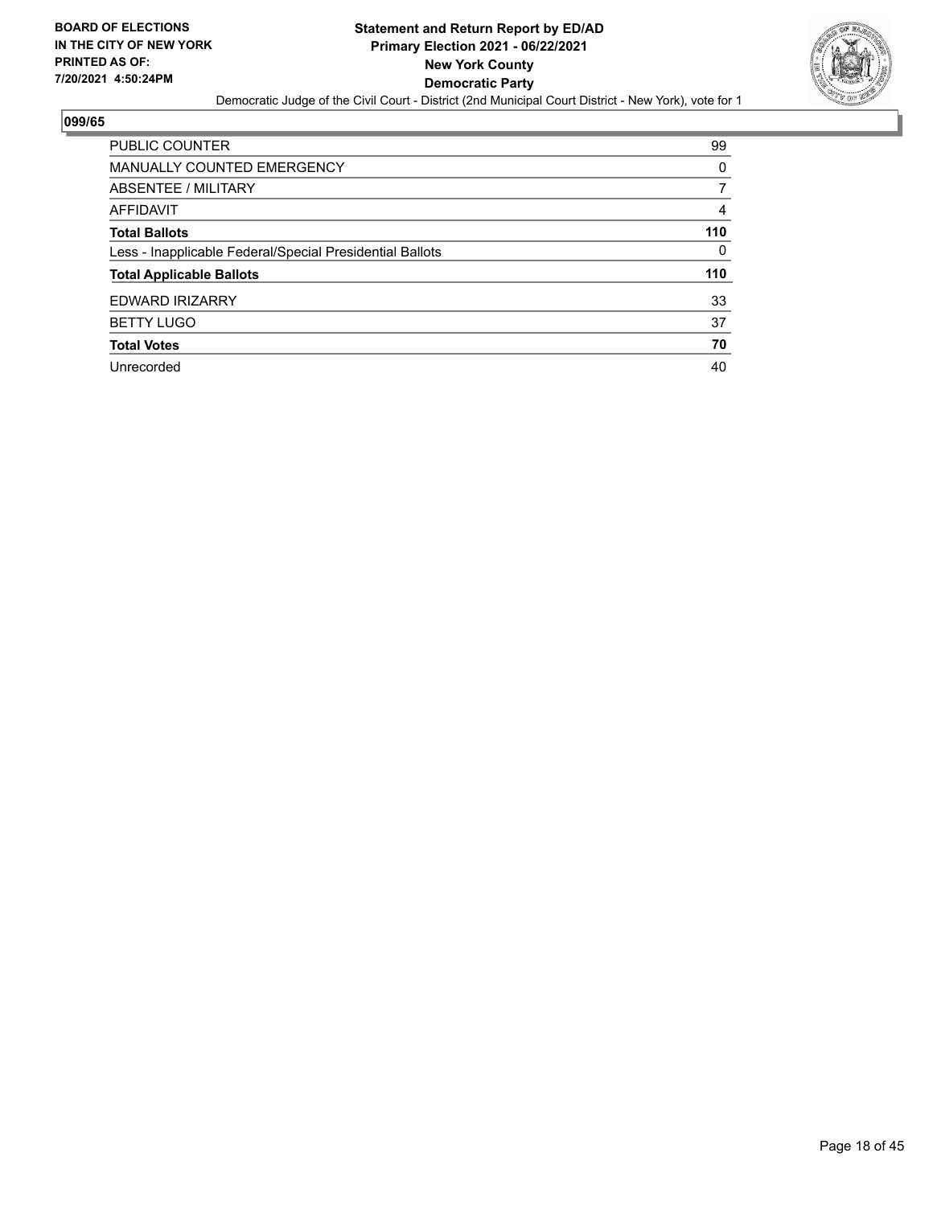**BOARD OF ELECTIONS IN THE CITY OF NEW YORK PRINTED AS OF: 7/20/2021 4:50:24PM**

**Statement and Return Report by ED/AD**
**Primary Election 2021 - 06/22/2021**
**New York County**
**Democratic Party**

Democratic Judge of the Civil Court - District (2nd Municipal Court District - New York), vote for 1

## 099/65

| | |
|---|---|
| PUBLIC COUNTER | 99 |
| MANUALLY COUNTED EMERGENCY | 0 |
| ABSENTEE / MILITARY | 7 |
| AFFIDAVIT | 4 |
| **Total Ballots** | **110** |
| Less - Inapplicable Federal/Special Presidential Ballots | 0 |
| **Total Applicable Ballots** | **110** |
| EDWARD IRIZARRY | 33 |
| BETTY LUGO | 37 |
| **Total Votes** | **70** |
| Unrecorded | 40 |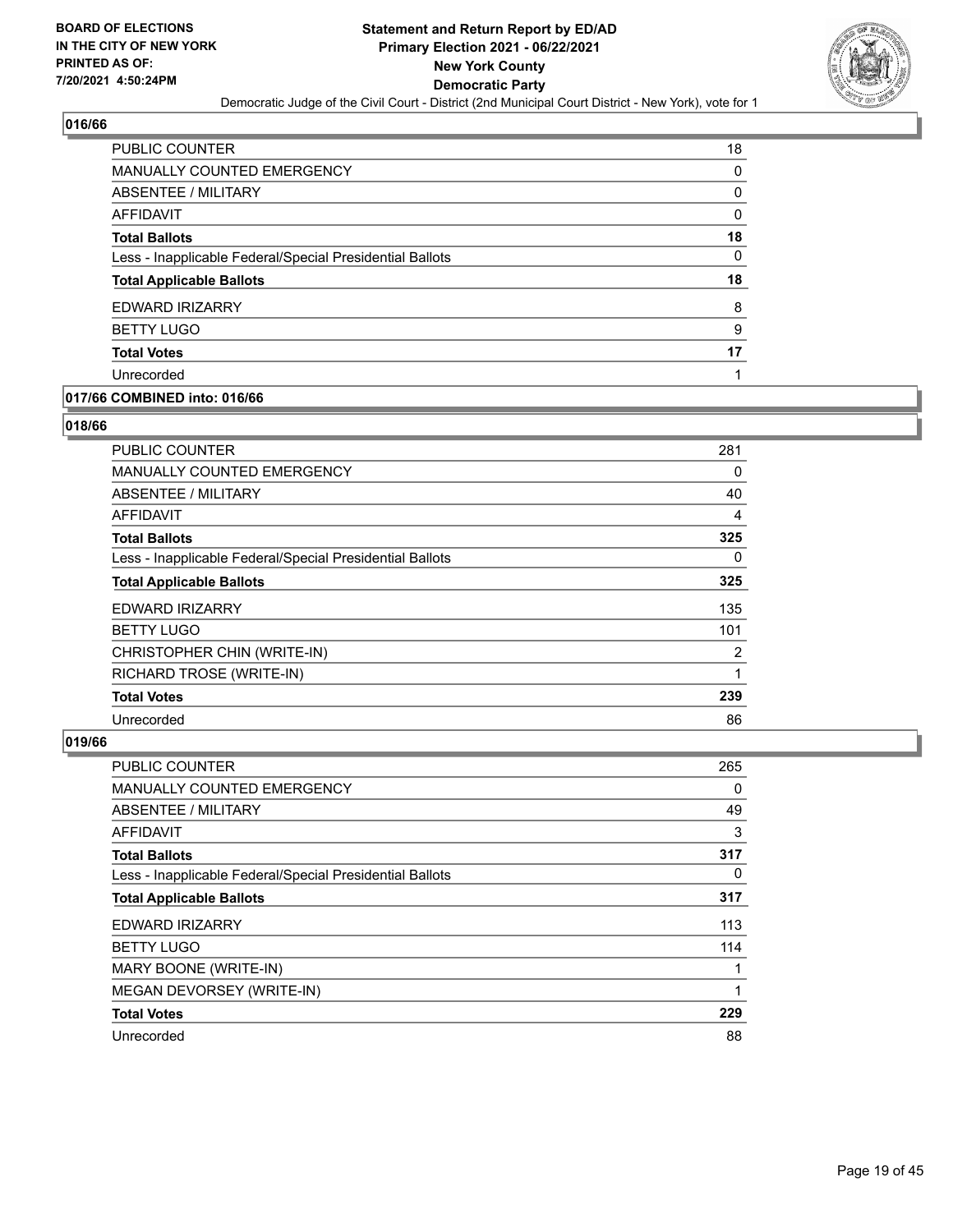**BOARD OF ELECTIONS IN THE CITY OF NEW YORK PRINTED AS OF: 7/20/2021 4:50:24PM**

# Statement and Return Report by ED/AD
## Primary Election 2021 - 06/22/2021
## New York County
## Democratic Party

Democratic Judge of the Civil Court - District (2nd Municipal Court District - New York), vote for 1

### 016/66

| | |
|---|---|
| PUBLIC COUNTER | 18 |
| MANUALLY COUNTED EMERGENCY | 0 |
| ABSENTEE / MILITARY | 0 |
| AFFIDAVIT | 0 |
| **Total Ballots** | **18** |
| Less - Inapplicable Federal/Special Presidential Ballots | 0 |
| **Total Applicable Ballots** | **18** |
| EDWARD IRIZARRY | 8 |
| BETTY LUGO | 9 |
| **Total Votes** | **17** |
| Unrecorded | 1 |

### 017/66 COMBINED into: 016/66

### 018/66

| | |
|---|---|
| PUBLIC COUNTER | 281 |
| MANUALLY COUNTED EMERGENCY | 0 |
| ABSENTEE / MILITARY | 40 |
| AFFIDAVIT | 4 |
| **Total Ballots** | **325** |
| Less - Inapplicable Federal/Special Presidential Ballots | 0 |
| **Total Applicable Ballots** | **325** |
| EDWARD IRIZARRY | 135 |
| BETTY LUGO | 101 |
| CHRISTOPHER CHIN (WRITE-IN) | 2 |
| RICHARD TROSE (WRITE-IN) | 1 |
| **Total Votes** | **239** |
| Unrecorded | 86 |

### 019/66

| | |
|---|---|
| PUBLIC COUNTER | 265 |
| MANUALLY COUNTED EMERGENCY | 0 |
| ABSENTEE / MILITARY | 49 |
| AFFIDAVIT | 3 |
| **Total Ballots** | **317** |
| Less - Inapplicable Federal/Special Presidential Ballots | 0 |
| **Total Applicable Ballots** | **317** |
| EDWARD IRIZARRY | 113 |
| BETTY LUGO | 114 |
| MARY BOONE (WRITE-IN) | 1 |
| MEGAN DEVORSEY (WRITE-IN) | 1 |
| **Total Votes** | **229** |
| Unrecorded | 88 |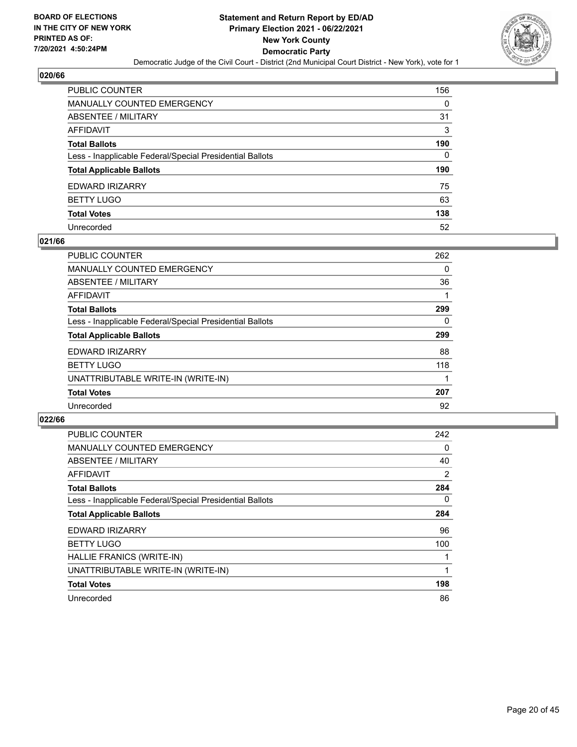## 020/66

| | |
|---|---|
| PUBLIC COUNTER | 156 |
| MANUALLY COUNTED EMERGENCY | 0 |
| ABSENTEE / MILITARY | 31 |
| AFFIDAVIT | 3 |
| **Total Ballots** | **190** |
| Less - Inapplicable Federal/Special Presidential Ballots | 0 |
| **Total Applicable Ballots** | **190** |
| EDWARD IRIZARRY | 75 |
| BETTY LUGO | 63 |
| **Total Votes** | **138** |
| Unrecorded | 52 |

## 021/66

| | |
|---|---|
| PUBLIC COUNTER | 262 |
| MANUALLY COUNTED EMERGENCY | 0 |
| ABSENTEE / MILITARY | 36 |
| AFFIDAVIT | 1 |
| **Total Ballots** | **299** |
| Less - Inapplicable Federal/Special Presidential Ballots | 0 |
| **Total Applicable Ballots** | **299** |
| EDWARD IRIZARRY | 88 |
| BETTY LUGO | 118 |
| UNATTRIBUTABLE WRITE-IN (WRITE-IN) | 1 |
| **Total Votes** | **207** |
| Unrecorded | 92 |

## 022/66

| | |
|---|---|
| PUBLIC COUNTER | 242 |
| MANUALLY COUNTED EMERGENCY | 0 |
| ABSENTEE / MILITARY | 40 |
| AFFIDAVIT | 2 |
| **Total Ballots** | **284** |
| Less - Inapplicable Federal/Special Presidential Ballots | 0 |
| **Total Applicable Ballots** | **284** |
| EDWARD IRIZARRY | 96 |
| BETTY LUGO | 100 |
| HALLIE FRANICS (WRITE-IN) | 1 |
| UNATTRIBUTABLE WRITE-IN (WRITE-IN) | 1 |
| **Total Votes** | **198** |
| Unrecorded | 86 |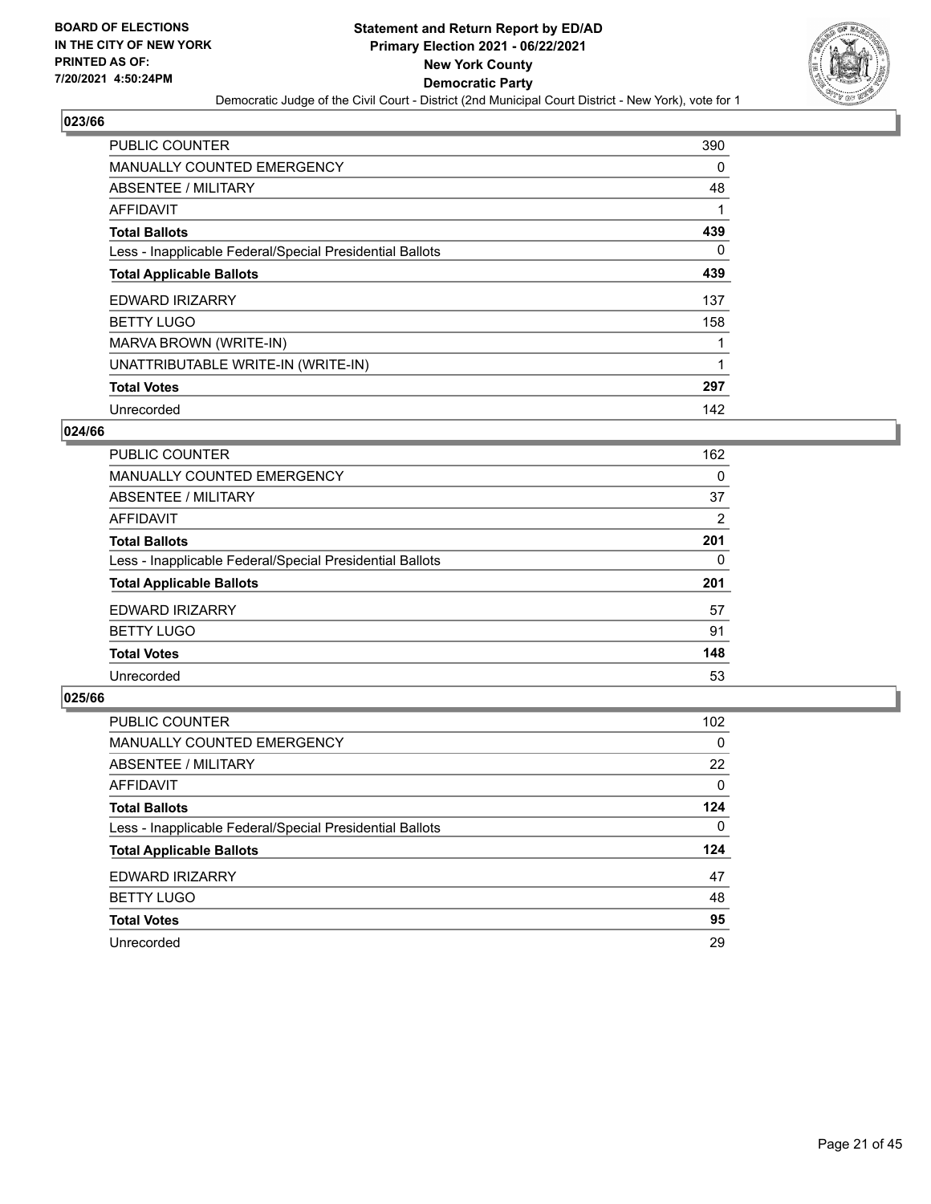**BOARD OF ELECTIONS IN THE CITY OF NEW YORK PRINTED AS OF: 7/20/2021 4:50:24PM**

# Statement and Return Report by ED/AD
## Primary Election 2021 - 06/22/2021
## New York County
## Democratic Party

Democratic Judge of the Civil Court - District (2nd Municipal Court District - New York), vote for 1

### 023/66

| | |
|---|---|
| PUBLIC COUNTER | 390 |
| MANUALLY COUNTED EMERGENCY | 0 |
| ABSENTEE / MILITARY | 48 |
| AFFIDAVIT | 1 |
| **Total Ballots** | **439** |
| Less - Inapplicable Federal/Special Presidential Ballots | 0 |
| **Total Applicable Ballots** | **439** |
| EDWARD IRIZARRY | 137 |
| BETTY LUGO | 158 |
| MARVA BROWN (WRITE-IN) | 1 |
| UNATTRIBUTABLE WRITE-IN (WRITE-IN) | 1 |
| **Total Votes** | **297** |
| Unrecorded | 142 |

### 024/66

| | |
|---|---|
| PUBLIC COUNTER | 162 |
| MANUALLY COUNTED EMERGENCY | 0 |
| ABSENTEE / MILITARY | 37 |
| AFFIDAVIT | 2 |
| **Total Ballots** | **201** |
| Less - Inapplicable Federal/Special Presidential Ballots | 0 |
| **Total Applicable Ballots** | **201** |
| EDWARD IRIZARRY | 57 |
| BETTY LUGO | 91 |
| **Total Votes** | **148** |
| Unrecorded | 53 |

### 025/66

| | |
|---|---|
| PUBLIC COUNTER | 102 |
| MANUALLY COUNTED EMERGENCY | 0 |
| ABSENTEE / MILITARY | 22 |
| AFFIDAVIT | 0 |
| **Total Ballots** | **124** |
| Less - Inapplicable Federal/Special Presidential Ballots | 0 |
| **Total Applicable Ballots** | **124** |
| EDWARD IRIZARRY | 47 |
| BETTY LUGO | 48 |
| **Total Votes** | **95** |
| Unrecorded | 29 |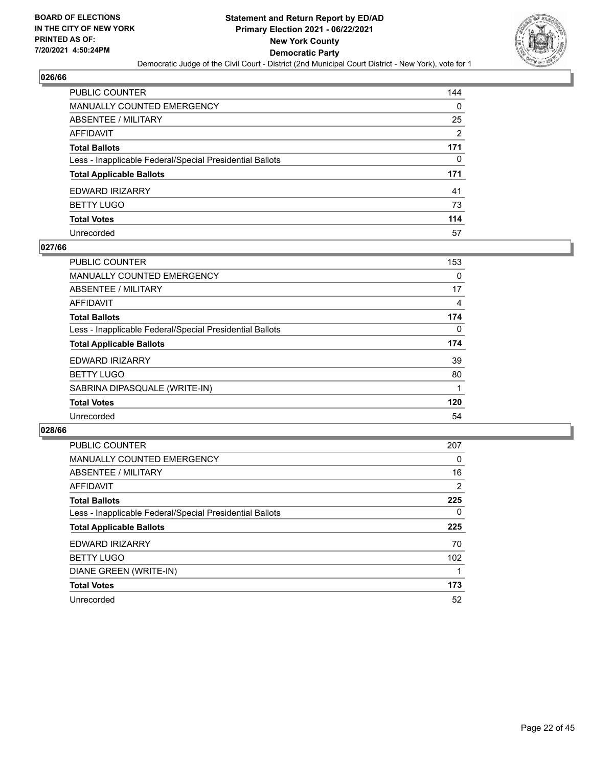**BOARD OF ELECTIONS IN THE CITY OF NEW YORK PRINTED AS OF: 7/20/2021 4:50:24PM**

**Statement and Return Report by ED/AD Primary Election 2021 - 06/22/2021 New York County Democratic Party**

Democratic Judge of the Civil Court - District (2nd Municipal Court District - New York), vote for 1

## 026/66

| | |
|---|---|
| PUBLIC COUNTER | 144 |
| MANUALLY COUNTED EMERGENCY | 0 |
| ABSENTEE / MILITARY | 25 |
| AFFIDAVIT | 2 |
| **Total Ballots** | **171** |
| Less - Inapplicable Federal/Special Presidential Ballots | 0 |
| **Total Applicable Ballots** | **171** |
| EDWARD IRIZARRY | 41 |
| BETTY LUGO | 73 |
| **Total Votes** | **114** |
| Unrecorded | 57 |

## 027/66

| | |
|---|---|
| PUBLIC COUNTER | 153 |
| MANUALLY COUNTED EMERGENCY | 0 |
| ABSENTEE / MILITARY | 17 |
| AFFIDAVIT | 4 |
| **Total Ballots** | **174** |
| Less - Inapplicable Federal/Special Presidential Ballots | 0 |
| **Total Applicable Ballots** | **174** |
| EDWARD IRIZARRY | 39 |
| BETTY LUGO | 80 |
| SABRINA DIPASQUALE (WRITE-IN) | 1 |
| **Total Votes** | **120** |
| Unrecorded | 54 |

## 028/66

| | |
|---|---|
| PUBLIC COUNTER | 207 |
| MANUALLY COUNTED EMERGENCY | 0 |
| ABSENTEE / MILITARY | 16 |
| AFFIDAVIT | 2 |
| **Total Ballots** | **225** |
| Less - Inapplicable Federal/Special Presidential Ballots | 0 |
| **Total Applicable Ballots** | **225** |
| EDWARD IRIZARRY | 70 |
| BETTY LUGO | 102 |
| DIANE GREEN (WRITE-IN) | 1 |
| **Total Votes** | **173** |
| Unrecorded | 52 |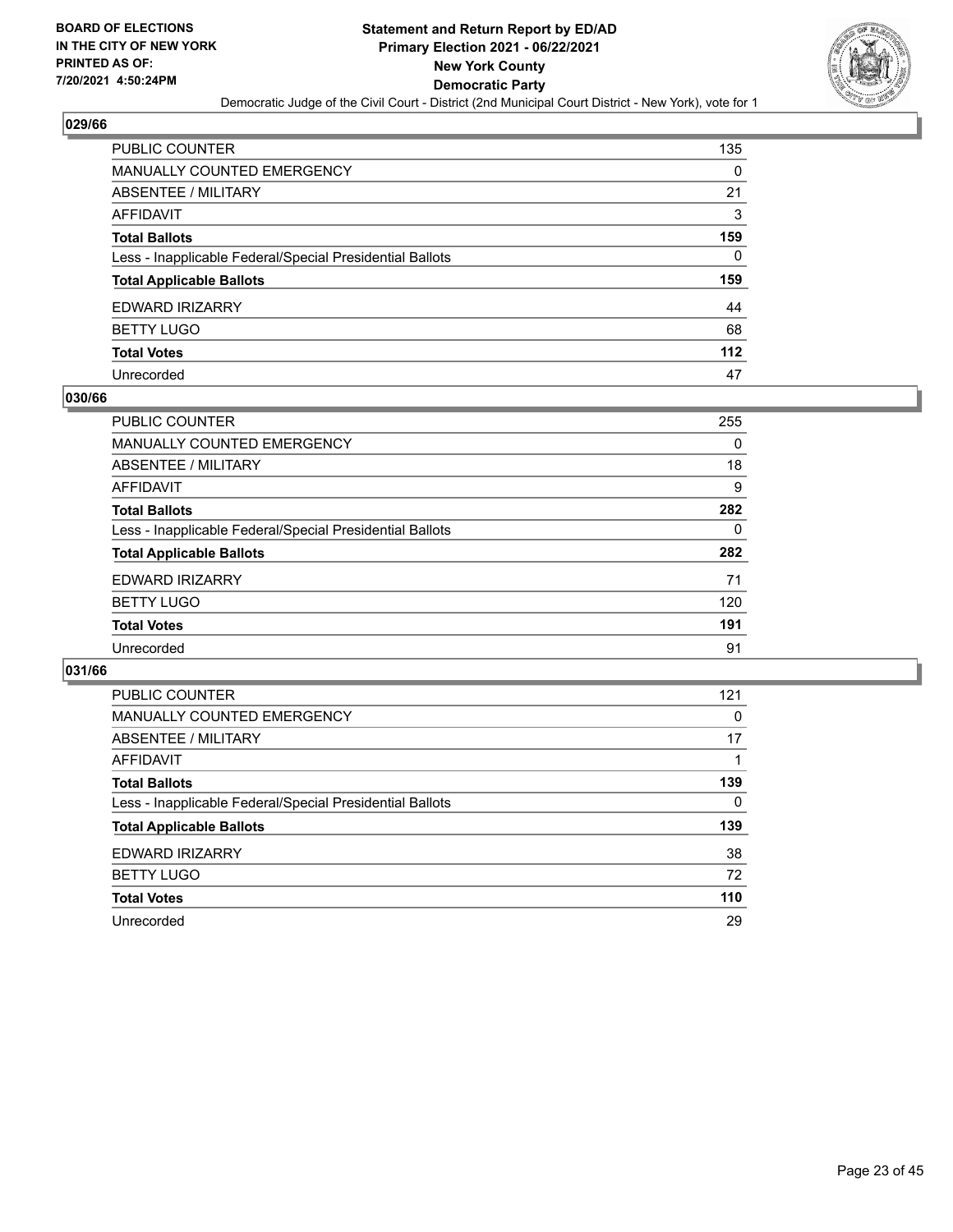**BOARD OF ELECTIONS IN THE CITY OF NEW YORK PRINTED AS OF: 7/20/2021 4:50:24PM**

**Statement and Return Report by ED/AD**
**Primary Election 2021 - 06/22/2021**
**New York County**
**Democratic Party**
Democratic Judge of the Civil Court - District (2nd Municipal Court District - New York), vote for 1

## 029/66

| | |
|---|---|
| PUBLIC COUNTER | 135 |
| MANUALLY COUNTED EMERGENCY | 0 |
| ABSENTEE / MILITARY | 21 |
| AFFIDAVIT | 3 |
| **Total Ballots** | **159** |
| Less - Inapplicable Federal/Special Presidential Ballots | 0 |
| **Total Applicable Ballots** | **159** |
| EDWARD IRIZARRY | 44 |
| BETTY LUGO | 68 |
| **Total Votes** | **112** |
| Unrecorded | 47 |

## 030/66

| | |
|---|---|
| PUBLIC COUNTER | 255 |
| MANUALLY COUNTED EMERGENCY | 0 |
| ABSENTEE / MILITARY | 18 |
| AFFIDAVIT | 9 |
| **Total Ballots** | **282** |
| Less - Inapplicable Federal/Special Presidential Ballots | 0 |
| **Total Applicable Ballots** | **282** |
| EDWARD IRIZARRY | 71 |
| BETTY LUGO | 120 |
| **Total Votes** | **191** |
| Unrecorded | 91 |

## 031/66

| | |
|---|---|
| PUBLIC COUNTER | 121 |
| MANUALLY COUNTED EMERGENCY | 0 |
| ABSENTEE / MILITARY | 17 |
| AFFIDAVIT | 1 |
| **Total Ballots** | **139** |
| Less - Inapplicable Federal/Special Presidential Ballots | 0 |
| **Total Applicable Ballots** | **139** |
| EDWARD IRIZARRY | 38 |
| BETTY LUGO | 72 |
| **Total Votes** | **110** |
| Unrecorded | 29 |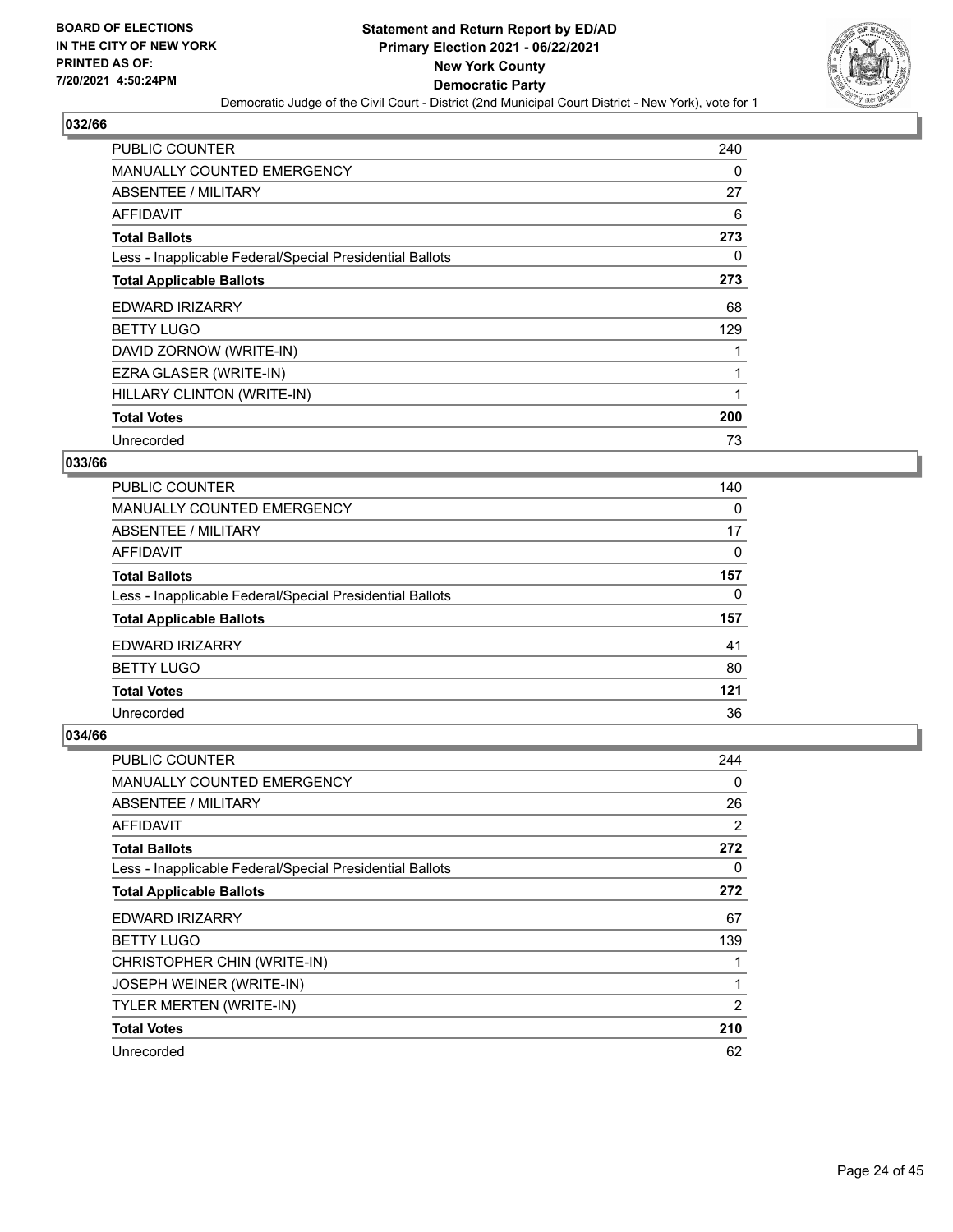BOARD OF ELECTIONS
IN THE CITY OF NEW YORK
PRINTED AS OF:
7/20/2021 4:50:24PM

**Statement and Return Report by ED/AD**
**Primary Election 2021 - 06/22/2021**
**New York County**
**Democratic Party**
Democratic Judge of the Civil Court - District (2nd Municipal Court District - New York), vote for 1

## 032/66

| | |
|---|---|
| PUBLIC COUNTER | 240 |
| MANUALLY COUNTED EMERGENCY | 0 |
| ABSENTEE / MILITARY | 27 |
| AFFIDAVIT | 6 |
| **Total Ballots** | **273** |
| Less - Inapplicable Federal/Special Presidential Ballots | 0 |
| **Total Applicable Ballots** | **273** |
| EDWARD IRIZARRY | 68 |
| BETTY LUGO | 129 |
| DAVID ZORNOW (WRITE-IN) | 1 |
| EZRA GLASER (WRITE-IN) | 1 |
| HILLARY CLINTON (WRITE-IN) | 1 |
| **Total Votes** | **200** |
| Unrecorded | 73 |

## 033/66

| | |
|---|---|
| PUBLIC COUNTER | 140 |
| MANUALLY COUNTED EMERGENCY | 0 |
| ABSENTEE / MILITARY | 17 |
| AFFIDAVIT | 0 |
| **Total Ballots** | **157** |
| Less - Inapplicable Federal/Special Presidential Ballots | 0 |
| **Total Applicable Ballots** | **157** |
| EDWARD IRIZARRY | 41 |
| BETTY LUGO | 80 |
| **Total Votes** | **121** |
| Unrecorded | 36 |

## 034/66

| | |
|---|---|
| PUBLIC COUNTER | 244 |
| MANUALLY COUNTED EMERGENCY | 0 |
| ABSENTEE / MILITARY | 26 |
| AFFIDAVIT | 2 |
| **Total Ballots** | **272** |
| Less - Inapplicable Federal/Special Presidential Ballots | 0 |
| **Total Applicable Ballots** | **272** |
| EDWARD IRIZARRY | 67 |
| BETTY LUGO | 139 |
| CHRISTOPHER CHIN (WRITE-IN) | 1 |
| JOSEPH WEINER (WRITE-IN) | 1 |
| TYLER MERTEN (WRITE-IN) | 2 |
| **Total Votes** | **210** |
| Unrecorded | 62 |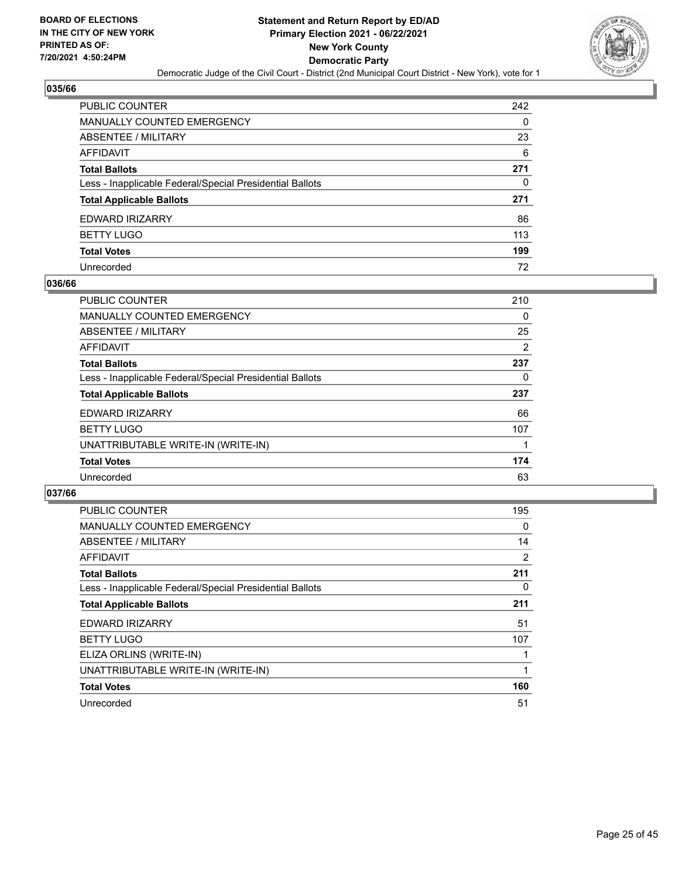## 035/66

| | |
|---|---|
| PUBLIC COUNTER | 242 |
| MANUALLY COUNTED EMERGENCY | 0 |
| ABSENTEE / MILITARY | 23 |
| AFFIDAVIT | 6 |
| **Total Ballots** | **271** |
| Less - Inapplicable Federal/Special Presidential Ballots | 0 |
| **Total Applicable Ballots** | **271** |
| EDWARD IRIZARRY | 86 |
| BETTY LUGO | 113 |
| **Total Votes** | **199** |
| Unrecorded | 72 |

## 036/66

| | |
|---|---|
| PUBLIC COUNTER | 210 |
| MANUALLY COUNTED EMERGENCY | 0 |
| ABSENTEE / MILITARY | 25 |
| AFFIDAVIT | 2 |
| **Total Ballots** | **237** |
| Less - Inapplicable Federal/Special Presidential Ballots | 0 |
| **Total Applicable Ballots** | **237** |
| EDWARD IRIZARRY | 66 |
| BETTY LUGO | 107 |
| UNATTRIBUTABLE WRITE-IN (WRITE-IN) | 1 |
| **Total Votes** | **174** |
| Unrecorded | 63 |

## 037/66

| | |
|---|---|
| PUBLIC COUNTER | 195 |
| MANUALLY COUNTED EMERGENCY | 0 |
| ABSENTEE / MILITARY | 14 |
| AFFIDAVIT | 2 |
| **Total Ballots** | **211** |
| Less - Inapplicable Federal/Special Presidential Ballots | 0 |
| **Total Applicable Ballots** | **211** |
| EDWARD IRIZARRY | 51 |
| BETTY LUGO | 107 |
| ELIZA ORLINS (WRITE-IN) | 1 |
| UNATTRIBUTABLE WRITE-IN (WRITE-IN) | 1 |
| **Total Votes** | **160** |
| Unrecorded | 51 |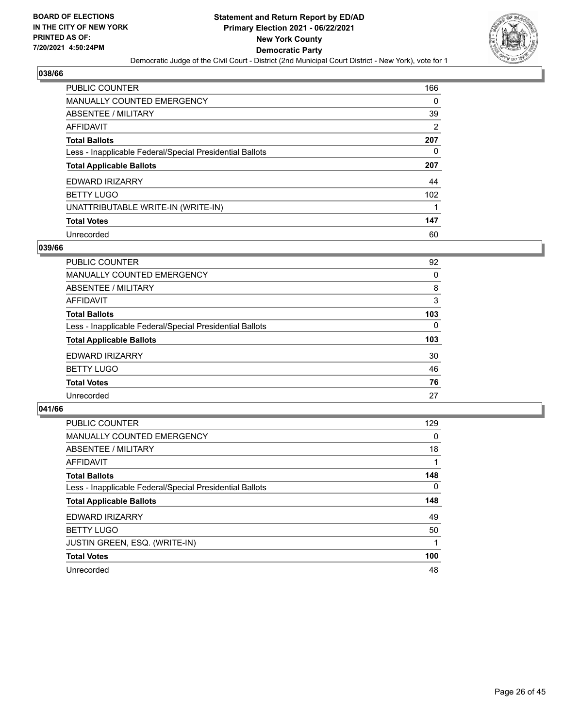BOARD OF ELECTIONS
IN THE CITY OF NEW YORK
PRINTED AS OF:
7/20/2021 4:50:24PM

**Statement and Return Report by ED/AD**
**Primary Election 2021 - 06/22/2021**
**New York County**
**Democratic Party**
Democratic Judge of the Civil Court - District (2nd Municipal Court District - New York), vote for 1

## 038/66

| | |
|---|---|
| PUBLIC COUNTER | 166 |
| MANUALLY COUNTED EMERGENCY | 0 |
| ABSENTEE / MILITARY | 39 |
| AFFIDAVIT | 2 |
| **Total Ballots** | **207** |
| Less - Inapplicable Federal/Special Presidential Ballots | 0 |
| **Total Applicable Ballots** | **207** |
| EDWARD IRIZARRY | 44 |
| BETTY LUGO | 102 |
| UNATTRIBUTABLE WRITE-IN (WRITE-IN) | 1 |
| **Total Votes** | **147** |
| Unrecorded | 60 |

## 039/66

| | |
|---|---|
| PUBLIC COUNTER | 92 |
| MANUALLY COUNTED EMERGENCY | 0 |
| ABSENTEE / MILITARY | 8 |
| AFFIDAVIT | 3 |
| **Total Ballots** | **103** |
| Less - Inapplicable Federal/Special Presidential Ballots | 0 |
| **Total Applicable Ballots** | **103** |
| EDWARD IRIZARRY | 30 |
| BETTY LUGO | 46 |
| **Total Votes** | **76** |
| Unrecorded | 27 |

## 041/66

| | |
|---|---|
| PUBLIC COUNTER | 129 |
| MANUALLY COUNTED EMERGENCY | 0 |
| ABSENTEE / MILITARY | 18 |
| AFFIDAVIT | 1 |
| **Total Ballots** | **148** |
| Less - Inapplicable Federal/Special Presidential Ballots | 0 |
| **Total Applicable Ballots** | **148** |
| EDWARD IRIZARRY | 49 |
| BETTY LUGO | 50 |
| JUSTIN GREEN, ESQ. (WRITE-IN) | 1 |
| **Total Votes** | **100** |
| Unrecorded | 48 |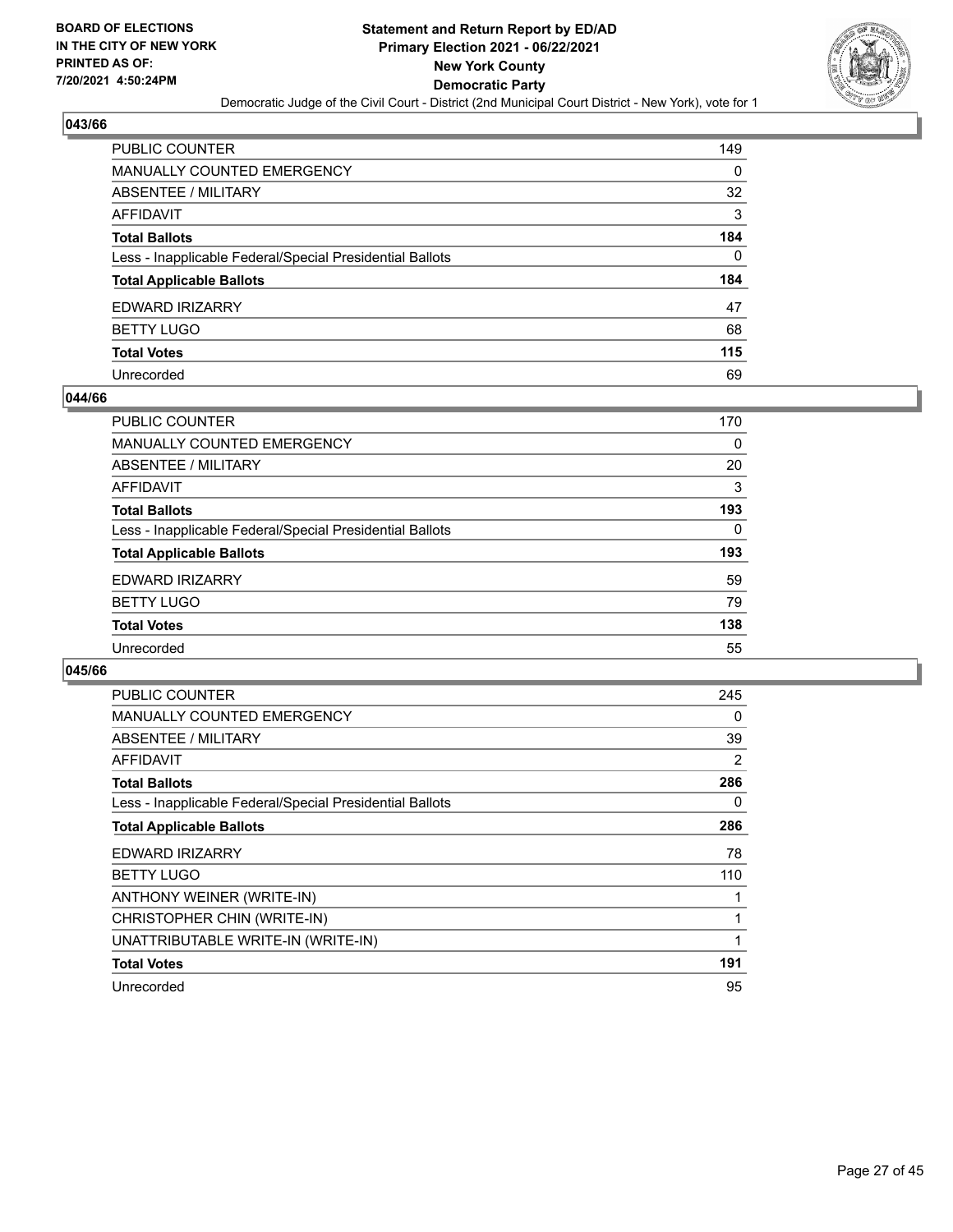## 043/66

| | |
|---|---|
| PUBLIC COUNTER | 149 |
| MANUALLY COUNTED EMERGENCY | 0 |
| ABSENTEE / MILITARY | 32 |
| AFFIDAVIT | 3 |
| **Total Ballots** | **184** |
| Less - Inapplicable Federal/Special Presidential Ballots | 0 |
| **Total Applicable Ballots** | **184** |
| EDWARD IRIZARRY | 47 |
| BETTY LUGO | 68 |
| **Total Votes** | **115** |
| Unrecorded | 69 |

## 044/66

| | |
|---|---|
| PUBLIC COUNTER | 170 |
| MANUALLY COUNTED EMERGENCY | 0 |
| ABSENTEE / MILITARY | 20 |
| AFFIDAVIT | 3 |
| **Total Ballots** | **193** |
| Less - Inapplicable Federal/Special Presidential Ballots | 0 |
| **Total Applicable Ballots** | **193** |
| EDWARD IRIZARRY | 59 |
| BETTY LUGO | 79 |
| **Total Votes** | **138** |
| Unrecorded | 55 |

## 045/66

| | |
|---|---|
| PUBLIC COUNTER | 245 |
| MANUALLY COUNTED EMERGENCY | 0 |
| ABSENTEE / MILITARY | 39 |
| AFFIDAVIT | 2 |
| **Total Ballots** | **286** |
| Less - Inapplicable Federal/Special Presidential Ballots | 0 |
| **Total Applicable Ballots** | **286** |
| EDWARD IRIZARRY | 78 |
| BETTY LUGO | 110 |
| ANTHONY WEINER (WRITE-IN) | 1 |
| CHRISTOPHER CHIN (WRITE-IN) | 1 |
| UNATTRIBUTABLE WRITE-IN (WRITE-IN) | 1 |
| **Total Votes** | **191** |
| Unrecorded | 95 |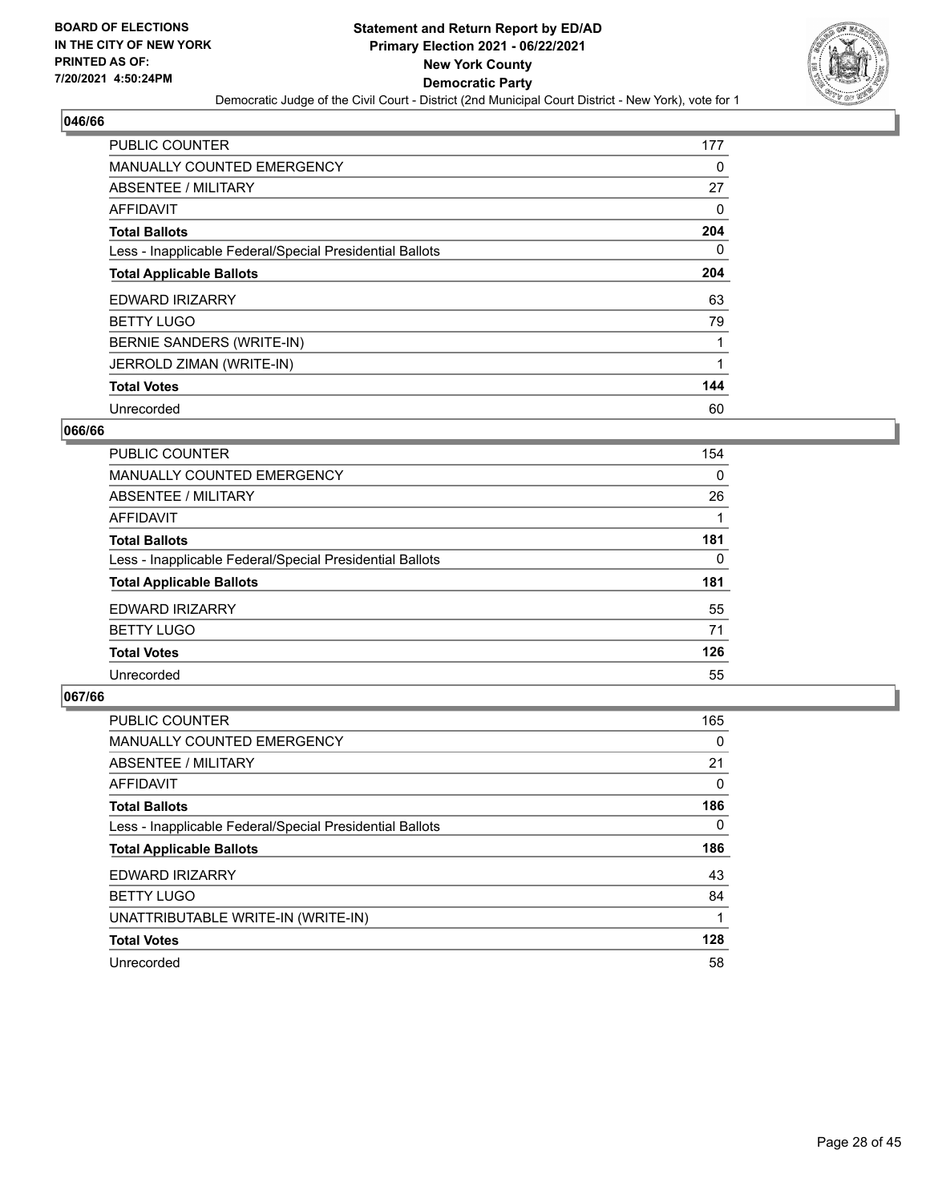## 046/66

| | |
|---|---|
| PUBLIC COUNTER | 177 |
| MANUALLY COUNTED EMERGENCY | 0 |
| ABSENTEE / MILITARY | 27 |
| AFFIDAVIT | 0 |
| **Total Ballots** | **204** |
| Less - Inapplicable Federal/Special Presidential Ballots | 0 |
| **Total Applicable Ballots** | **204** |
| EDWARD IRIZARRY | 63 |
| BETTY LUGO | 79 |
| BERNIE SANDERS (WRITE-IN) | 1 |
| JERROLD ZIMAN (WRITE-IN) | 1 |
| **Total Votes** | **144** |
| Unrecorded | 60 |

## 066/66

| | |
|---|---|
| PUBLIC COUNTER | 154 |
| MANUALLY COUNTED EMERGENCY | 0 |
| ABSENTEE / MILITARY | 26 |
| AFFIDAVIT | 1 |
| **Total Ballots** | **181** |
| Less - Inapplicable Federal/Special Presidential Ballots | 0 |
| **Total Applicable Ballots** | **181** |
| EDWARD IRIZARRY | 55 |
| BETTY LUGO | 71 |
| **Total Votes** | **126** |
| Unrecorded | 55 |

## 067/66

| | |
|---|---|
| PUBLIC COUNTER | 165 |
| MANUALLY COUNTED EMERGENCY | 0 |
| ABSENTEE / MILITARY | 21 |
| AFFIDAVIT | 0 |
| **Total Ballots** | **186** |
| Less - Inapplicable Federal/Special Presidential Ballots | 0 |
| **Total Applicable Ballots** | **186** |
| EDWARD IRIZARRY | 43 |
| BETTY LUGO | 84 |
| UNATTRIBUTABLE WRITE-IN (WRITE-IN) | 1 |
| **Total Votes** | **128** |
| Unrecorded | 58 |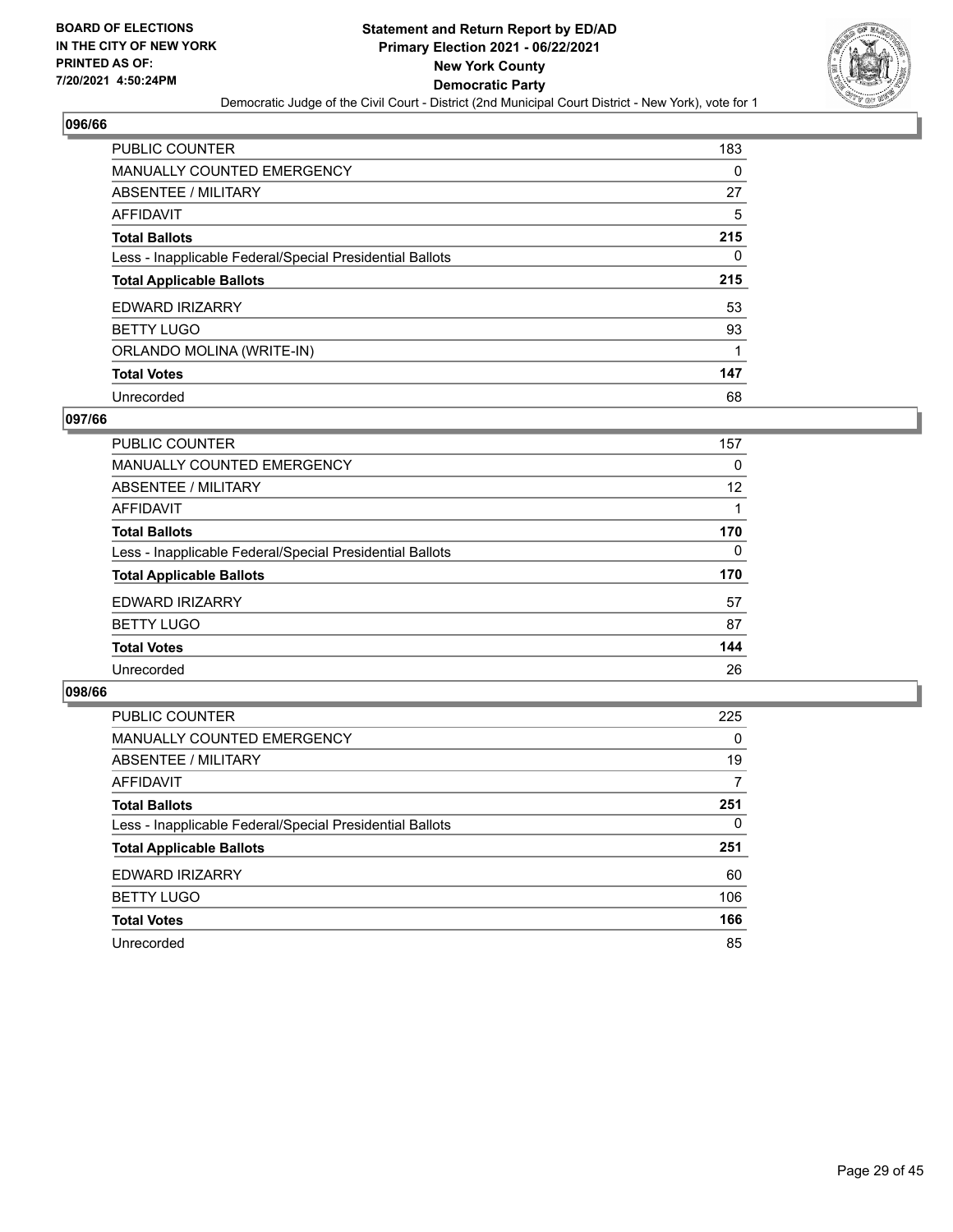**BOARD OF ELECTIONS IN THE CITY OF NEW YORK PRINTED AS OF: 7/20/2021 4:50:24PM**

**Statement and Return Report by ED/AD Primary Election 2021 - 06/22/2021 New York County Democratic Party**

Democratic Judge of the Civil Court - District (2nd Municipal Court District - New York), vote for 1

## 096/66

| | |
|---|---|
| PUBLIC COUNTER | 183 |
| MANUALLY COUNTED EMERGENCY | 0 |
| ABSENTEE / MILITARY | 27 |
| AFFIDAVIT | 5 |
| **Total Ballots** | **215** |
| Less - Inapplicable Federal/Special Presidential Ballots | 0 |
| **Total Applicable Ballots** | **215** |
| EDWARD IRIZARRY | 53 |
| BETTY LUGO | 93 |
| ORLANDO MOLINA (WRITE-IN) | 1 |
| **Total Votes** | **147** |
| Unrecorded | 68 |

## 097/66

| | |
|---|---|
| PUBLIC COUNTER | 157 |
| MANUALLY COUNTED EMERGENCY | 0 |
| ABSENTEE / MILITARY | 12 |
| AFFIDAVIT | 1 |
| **Total Ballots** | **170** |
| Less - Inapplicable Federal/Special Presidential Ballots | 0 |
| **Total Applicable Ballots** | **170** |
| EDWARD IRIZARRY | 57 |
| BETTY LUGO | 87 |
| **Total Votes** | **144** |
| Unrecorded | 26 |

## 098/66

| | |
|---|---|
| PUBLIC COUNTER | 225 |
| MANUALLY COUNTED EMERGENCY | 0 |
| ABSENTEE / MILITARY | 19 |
| AFFIDAVIT | 7 |
| **Total Ballots** | **251** |
| Less - Inapplicable Federal/Special Presidential Ballots | 0 |
| **Total Applicable Ballots** | **251** |
| EDWARD IRIZARRY | 60 |
| BETTY LUGO | 106 |
| **Total Votes** | **166** |
| Unrecorded | 85 |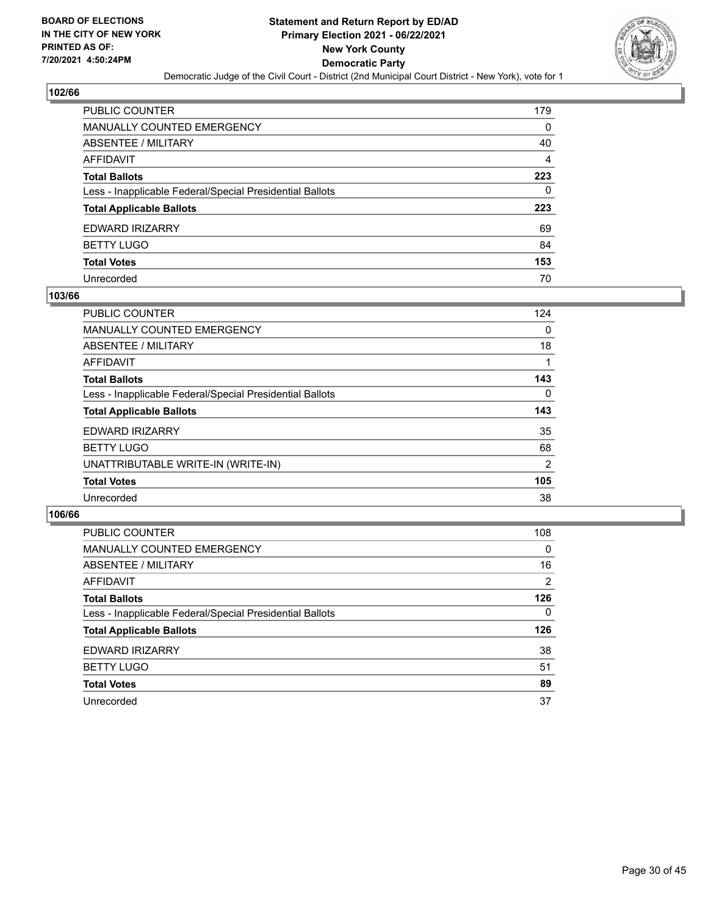**BOARD OF ELECTIONS IN THE CITY OF NEW YORK PRINTED AS OF: 7/20/2021 4:50:24PM**

**Statement and Return Report by ED/AD**
**Primary Election 2021 - 06/22/2021**
**New York County**
**Democratic Party**
Democratic Judge of the Civil Court - District (2nd Municipal Court District - New York), vote for 1

## 102/66

| | |
|---|---|
| PUBLIC COUNTER | 179 |
| MANUALLY COUNTED EMERGENCY | 0 |
| ABSENTEE / MILITARY | 40 |
| AFFIDAVIT | 4 |
| **Total Ballots** | **223** |
| Less - Inapplicable Federal/Special Presidential Ballots | 0 |
| **Total Applicable Ballots** | **223** |
| EDWARD IRIZARRY | 69 |
| BETTY LUGO | 84 |
| **Total Votes** | **153** |
| Unrecorded | 70 |

## 103/66

| | |
|---|---|
| PUBLIC COUNTER | 124 |
| MANUALLY COUNTED EMERGENCY | 0 |
| ABSENTEE / MILITARY | 18 |
| AFFIDAVIT | 1 |
| **Total Ballots** | **143** |
| Less - Inapplicable Federal/Special Presidential Ballots | 0 |
| **Total Applicable Ballots** | **143** |
| EDWARD IRIZARRY | 35 |
| BETTY LUGO | 68 |
| UNATTRIBUTABLE WRITE-IN (WRITE-IN) | 2 |
| **Total Votes** | **105** |
| Unrecorded | 38 |

## 106/66

| | |
|---|---|
| PUBLIC COUNTER | 108 |
| MANUALLY COUNTED EMERGENCY | 0 |
| ABSENTEE / MILITARY | 16 |
| AFFIDAVIT | 2 |
| **Total Ballots** | **126** |
| Less - Inapplicable Federal/Special Presidential Ballots | 0 |
| **Total Applicable Ballots** | **126** |
| EDWARD IRIZARRY | 38 |
| BETTY LUGO | 51 |
| **Total Votes** | **89** |
| Unrecorded | 37 |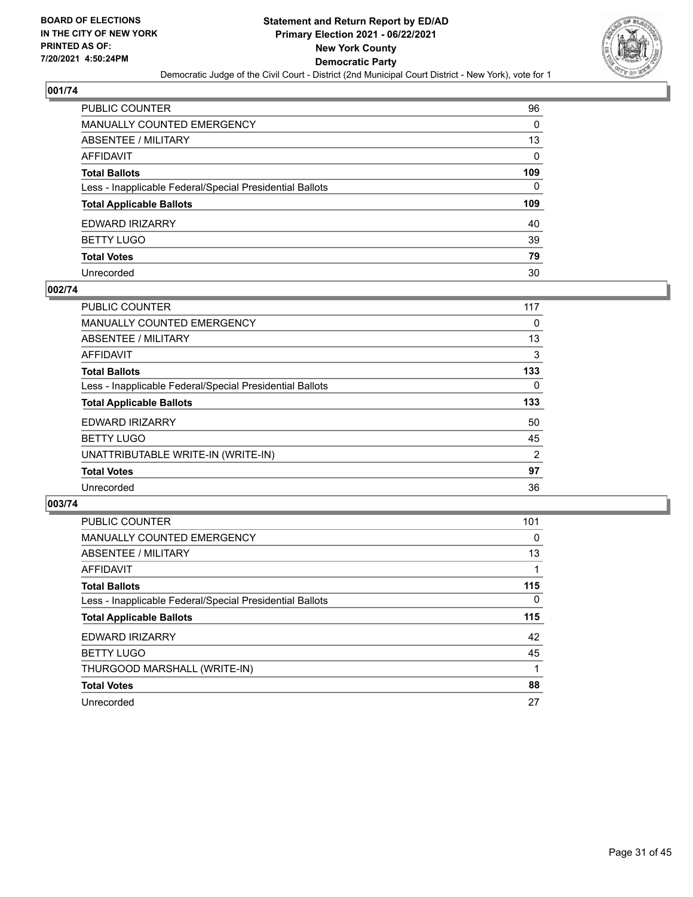**BOARD OF ELECTIONS IN THE CITY OF NEW YORK PRINTED AS OF: 7/20/2021 4:50:24PM**

**Statement and Return Report by ED/AD**
**Primary Election 2021 - 06/22/2021**
**New York County**
**Democratic Party**
Democratic Judge of the Civil Court - District (2nd Municipal Court District - New York), vote for 1

## 001/74

| | |
|---|---|
| PUBLIC COUNTER | 96 |
| MANUALLY COUNTED EMERGENCY | 0 |
| ABSENTEE / MILITARY | 13 |
| AFFIDAVIT | 0 |
| **Total Ballots** | **109** |
| Less - Inapplicable Federal/Special Presidential Ballots | 0 |
| **Total Applicable Ballots** | **109** |
| EDWARD IRIZARRY | 40 |
| BETTY LUGO | 39 |
| **Total Votes** | **79** |
| Unrecorded | 30 |

## 002/74

| | |
|---|---|
| PUBLIC COUNTER | 117 |
| MANUALLY COUNTED EMERGENCY | 0 |
| ABSENTEE / MILITARY | 13 |
| AFFIDAVIT | 3 |
| **Total Ballots** | **133** |
| Less - Inapplicable Federal/Special Presidential Ballots | 0 |
| **Total Applicable Ballots** | **133** |
| EDWARD IRIZARRY | 50 |
| BETTY LUGO | 45 |
| UNATTRIBUTABLE WRITE-IN (WRITE-IN) | 2 |
| **Total Votes** | **97** |
| Unrecorded | 36 |

## 003/74

| | |
|---|---|
| PUBLIC COUNTER | 101 |
| MANUALLY COUNTED EMERGENCY | 0 |
| ABSENTEE / MILITARY | 13 |
| AFFIDAVIT | 1 |
| **Total Ballots** | **115** |
| Less - Inapplicable Federal/Special Presidential Ballots | 0 |
| **Total Applicable Ballots** | **115** |
| EDWARD IRIZARRY | 42 |
| BETTY LUGO | 45 |
| THURGOOD MARSHALL (WRITE-IN) | 1 |
| **Total Votes** | **88** |
| Unrecorded | 27 |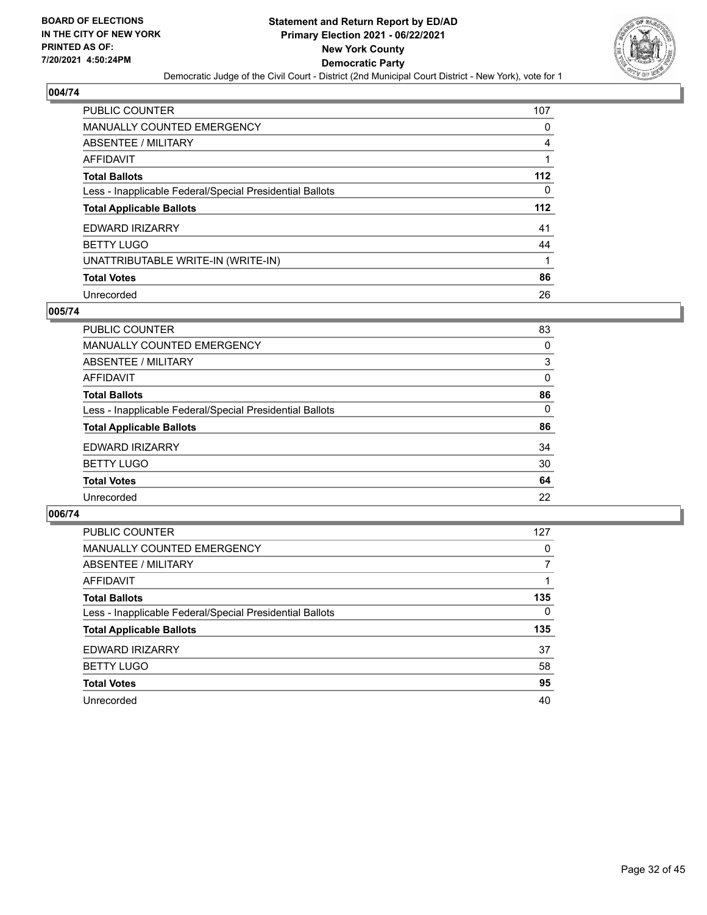## 004/74

| | |
|---|---|
| PUBLIC COUNTER | 107 |
| MANUALLY COUNTED EMERGENCY | 0 |
| ABSENTEE / MILITARY | 4 |
| AFFIDAVIT | 1 |
| **Total Ballots** | **112** |
| Less - Inapplicable Federal/Special Presidential Ballots | 0 |
| **Total Applicable Ballots** | **112** |
| EDWARD IRIZARRY | 41 |
| BETTY LUGO | 44 |
| UNATTRIBUTABLE WRITE-IN (WRITE-IN) | 1 |
| **Total Votes** | **86** |
| Unrecorded | 26 |

## 005/74

| | |
|---|---|
| PUBLIC COUNTER | 83 |
| MANUALLY COUNTED EMERGENCY | 0 |
| ABSENTEE / MILITARY | 3 |
| AFFIDAVIT | 0 |
| **Total Ballots** | **86** |
| Less - Inapplicable Federal/Special Presidential Ballots | 0 |
| **Total Applicable Ballots** | **86** |
| EDWARD IRIZARRY | 34 |
| BETTY LUGO | 30 |
| **Total Votes** | **64** |
| Unrecorded | 22 |

## 006/74

| | |
|---|---|
| PUBLIC COUNTER | 127 |
| MANUALLY COUNTED EMERGENCY | 0 |
| ABSENTEE / MILITARY | 7 |
| AFFIDAVIT | 1 |
| **Total Ballots** | **135** |
| Less - Inapplicable Federal/Special Presidential Ballots | 0 |
| **Total Applicable Ballots** | **135** |
| EDWARD IRIZARRY | 37 |
| BETTY LUGO | 58 |
| **Total Votes** | **95** |
| Unrecorded | 40 |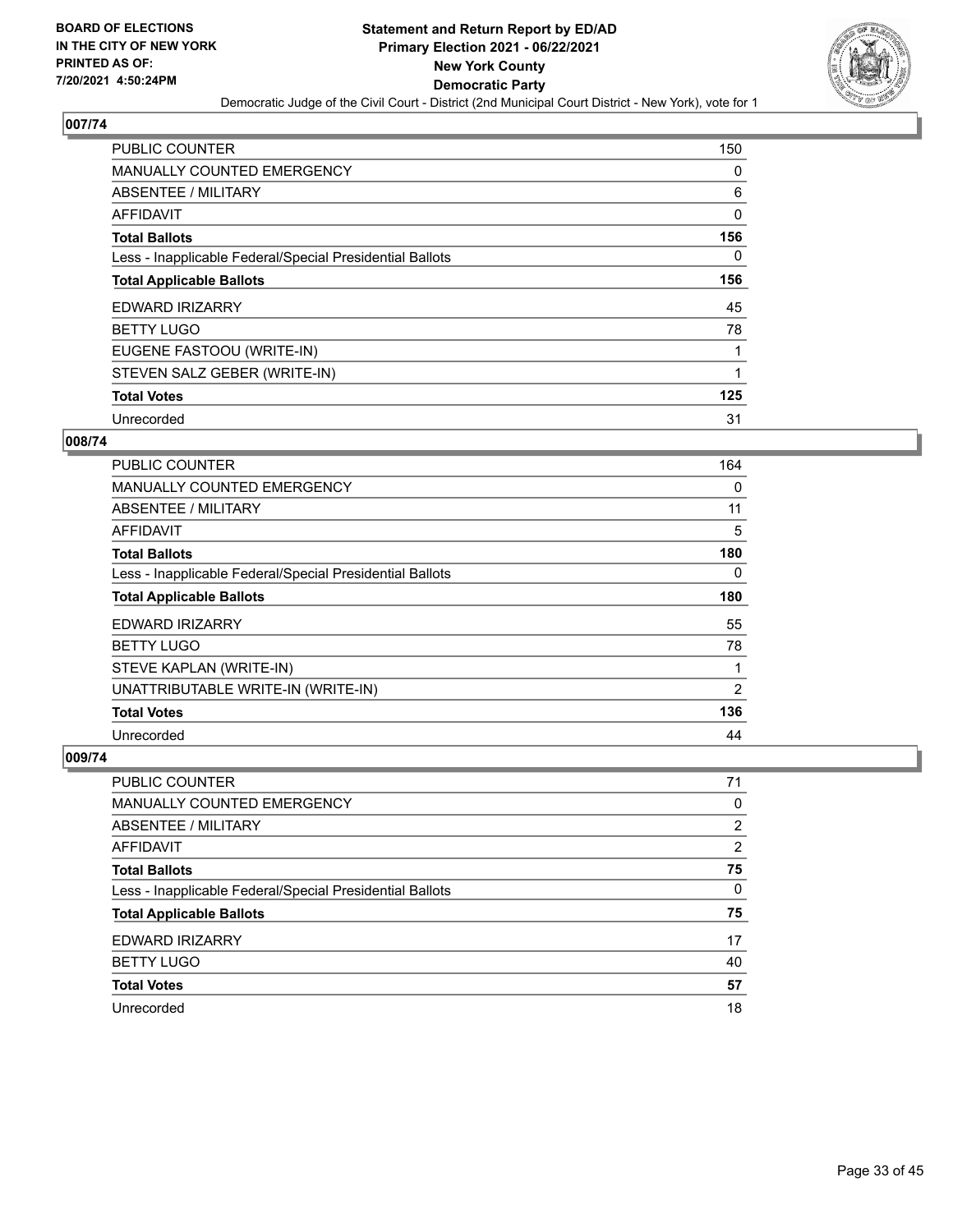BOARD OF ELECTIONS IN THE CITY OF NEW YORK PRINTED AS OF: 7/20/2021 4:50:24PM

# Statement and Return Report by ED/AD
## Primary Election 2021 - 06/22/2021
## New York County
## Democratic Party

Democratic Judge of the Civil Court - District (2nd Municipal Court District - New York), vote for 1

### 007/74

| | |
|---|---|
| PUBLIC COUNTER | 150 |
| MANUALLY COUNTED EMERGENCY | 0 |
| ABSENTEE / MILITARY | 6 |
| AFFIDAVIT | 0 |
| **Total Ballots** | **156** |
| Less - Inapplicable Federal/Special Presidential Ballots | 0 |
| **Total Applicable Ballots** | **156** |
| EDWARD IRIZARRY | 45 |
| BETTY LUGO | 78 |
| EUGENE FASTOOU (WRITE-IN) | 1 |
| STEVEN SALZ GEBER (WRITE-IN) | 1 |
| **Total Votes** | **125** |
| Unrecorded | 31 |

### 008/74

| | |
|---|---|
| PUBLIC COUNTER | 164 |
| MANUALLY COUNTED EMERGENCY | 0 |
| ABSENTEE / MILITARY | 11 |
| AFFIDAVIT | 5 |
| **Total Ballots** | **180** |
| Less - Inapplicable Federal/Special Presidential Ballots | 0 |
| **Total Applicable Ballots** | **180** |
| EDWARD IRIZARRY | 55 |
| BETTY LUGO | 78 |
| STEVE KAPLAN (WRITE-IN) | 1 |
| UNATTRIBUTABLE WRITE-IN (WRITE-IN) | 2 |
| **Total Votes** | **136** |
| Unrecorded | 44 |

### 009/74

| | |
|---|---|
| PUBLIC COUNTER | 71 |
| MANUALLY COUNTED EMERGENCY | 0 |
| ABSENTEE / MILITARY | 2 |
| AFFIDAVIT | 2 |
| **Total Ballots** | **75** |
| Less - Inapplicable Federal/Special Presidential Ballots | 0 |
| **Total Applicable Ballots** | **75** |
| EDWARD IRIZARRY | 17 |
| BETTY LUGO | 40 |
| **Total Votes** | **57** |
| Unrecorded | 18 |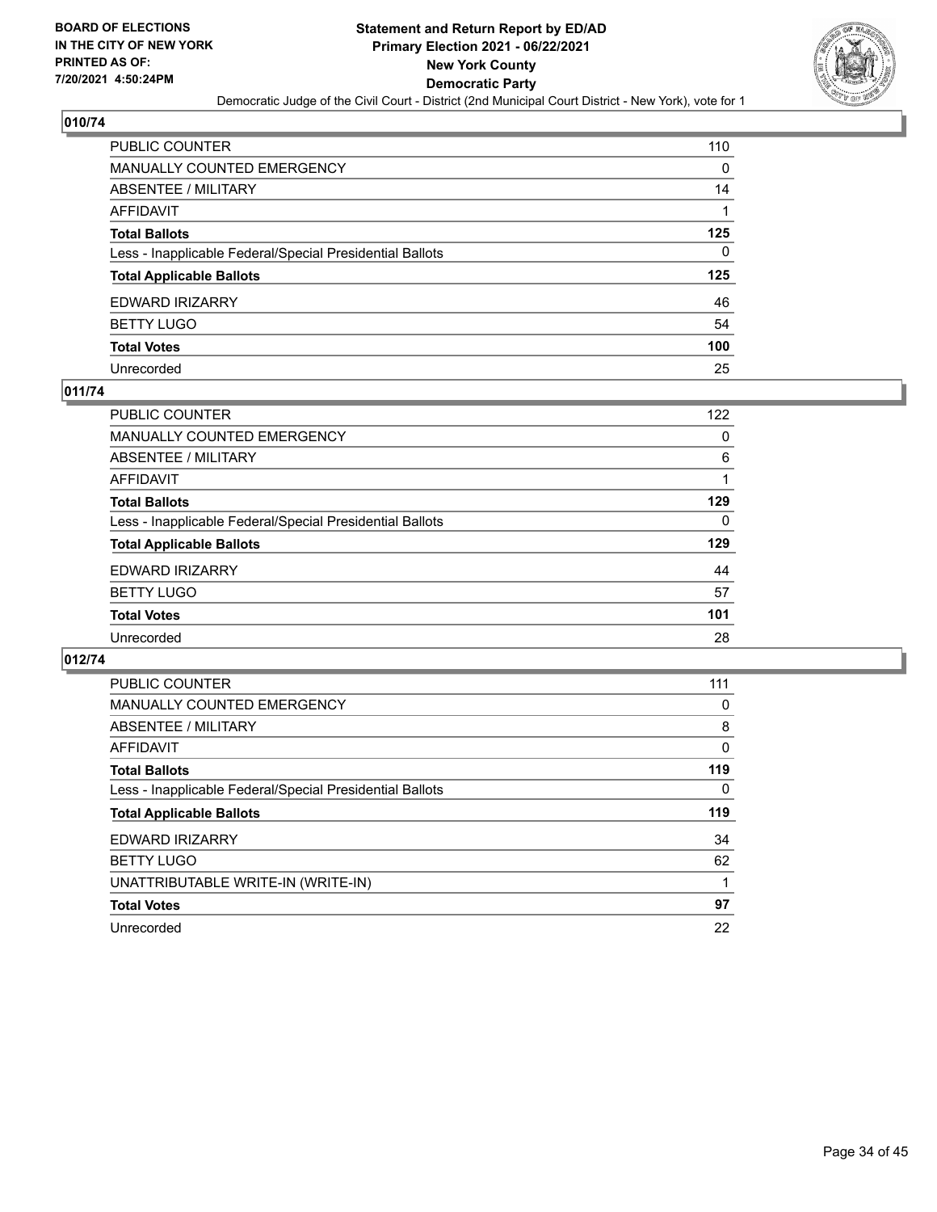## 010/74

| | |
|---|---|
| PUBLIC COUNTER | 110 |
| MANUALLY COUNTED EMERGENCY | 0 |
| ABSENTEE / MILITARY | 14 |
| AFFIDAVIT | 1 |
| **Total Ballots** | **125** |
| Less - Inapplicable Federal/Special Presidential Ballots | 0 |
| **Total Applicable Ballots** | **125** |
| EDWARD IRIZARRY | 46 |
| BETTY LUGO | 54 |
| **Total Votes** | **100** |
| Unrecorded | 25 |

## 011/74

| | |
|---|---|
| PUBLIC COUNTER | 122 |
| MANUALLY COUNTED EMERGENCY | 0 |
| ABSENTEE / MILITARY | 6 |
| AFFIDAVIT | 1 |
| **Total Ballots** | **129** |
| Less - Inapplicable Federal/Special Presidential Ballots | 0 |
| **Total Applicable Ballots** | **129** |
| EDWARD IRIZARRY | 44 |
| BETTY LUGO | 57 |
| **Total Votes** | **101** |
| Unrecorded | 28 |

## 012/74

| | |
|---|---|
| PUBLIC COUNTER | 111 |
| MANUALLY COUNTED EMERGENCY | 0 |
| ABSENTEE / MILITARY | 8 |
| AFFIDAVIT | 0 |
| **Total Ballots** | **119** |
| Less - Inapplicable Federal/Special Presidential Ballots | 0 |
| **Total Applicable Ballots** | **119** |
| EDWARD IRIZARRY | 34 |
| BETTY LUGO | 62 |
| UNATTRIBUTABLE WRITE-IN (WRITE-IN) | 1 |
| **Total Votes** | **97** |
| Unrecorded | 22 |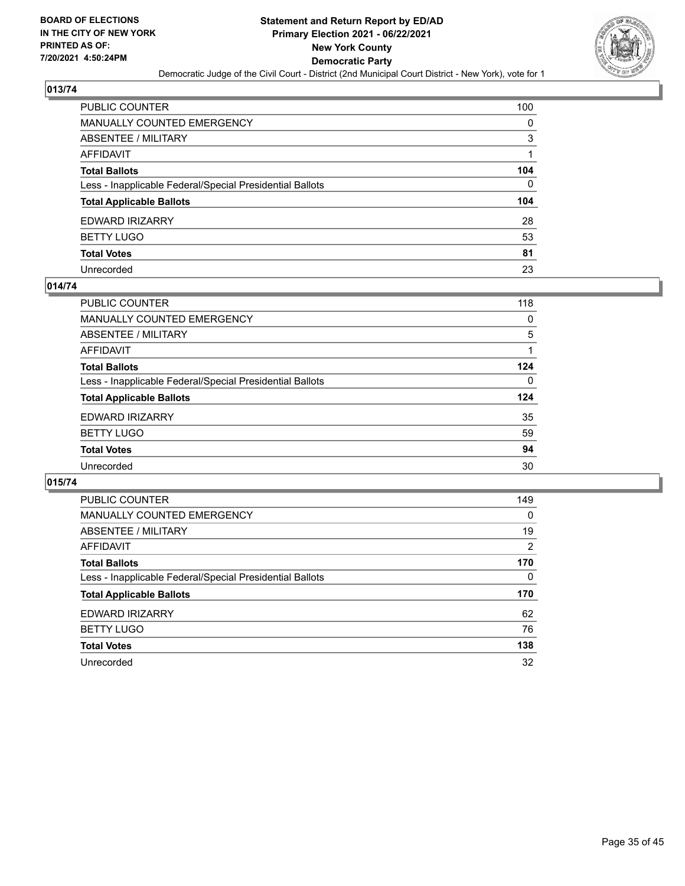BOARD OF ELECTIONS
IN THE CITY OF NEW YORK
PRINTED AS OF:
7/20/2021 4:50:24PM

**Statement and Return Report by ED/AD**
**Primary Election 2021 - 06/22/2021**
**New York County**
**Democratic Party**
Democratic Judge of the Civil Court - District (2nd Municipal Court District - New York), vote for 1

## 013/74

| | |
|---|---|
| PUBLIC COUNTER | 100 |
| MANUALLY COUNTED EMERGENCY | 0 |
| ABSENTEE / MILITARY | 3 |
| AFFIDAVIT | 1 |
| **Total Ballots** | **104** |
| Less - Inapplicable Federal/Special Presidential Ballots | 0 |
| **Total Applicable Ballots** | **104** |
| EDWARD IRIZARRY | 28 |
| BETTY LUGO | 53 |
| **Total Votes** | **81** |
| Unrecorded | 23 |

## 014/74

| | |
|---|---|
| PUBLIC COUNTER | 118 |
| MANUALLY COUNTED EMERGENCY | 0 |
| ABSENTEE / MILITARY | 5 |
| AFFIDAVIT | 1 |
| **Total Ballots** | **124** |
| Less - Inapplicable Federal/Special Presidential Ballots | 0 |
| **Total Applicable Ballots** | **124** |
| EDWARD IRIZARRY | 35 |
| BETTY LUGO | 59 |
| **Total Votes** | **94** |
| Unrecorded | 30 |

## 015/74

| | |
|---|---|
| PUBLIC COUNTER | 149 |
| MANUALLY COUNTED EMERGENCY | 0 |
| ABSENTEE / MILITARY | 19 |
| AFFIDAVIT | 2 |
| **Total Ballots** | **170** |
| Less - Inapplicable Federal/Special Presidential Ballots | 0 |
| **Total Applicable Ballots** | **170** |
| EDWARD IRIZARRY | 62 |
| BETTY LUGO | 76 |
| **Total Votes** | **138** |
| Unrecorded | 32 |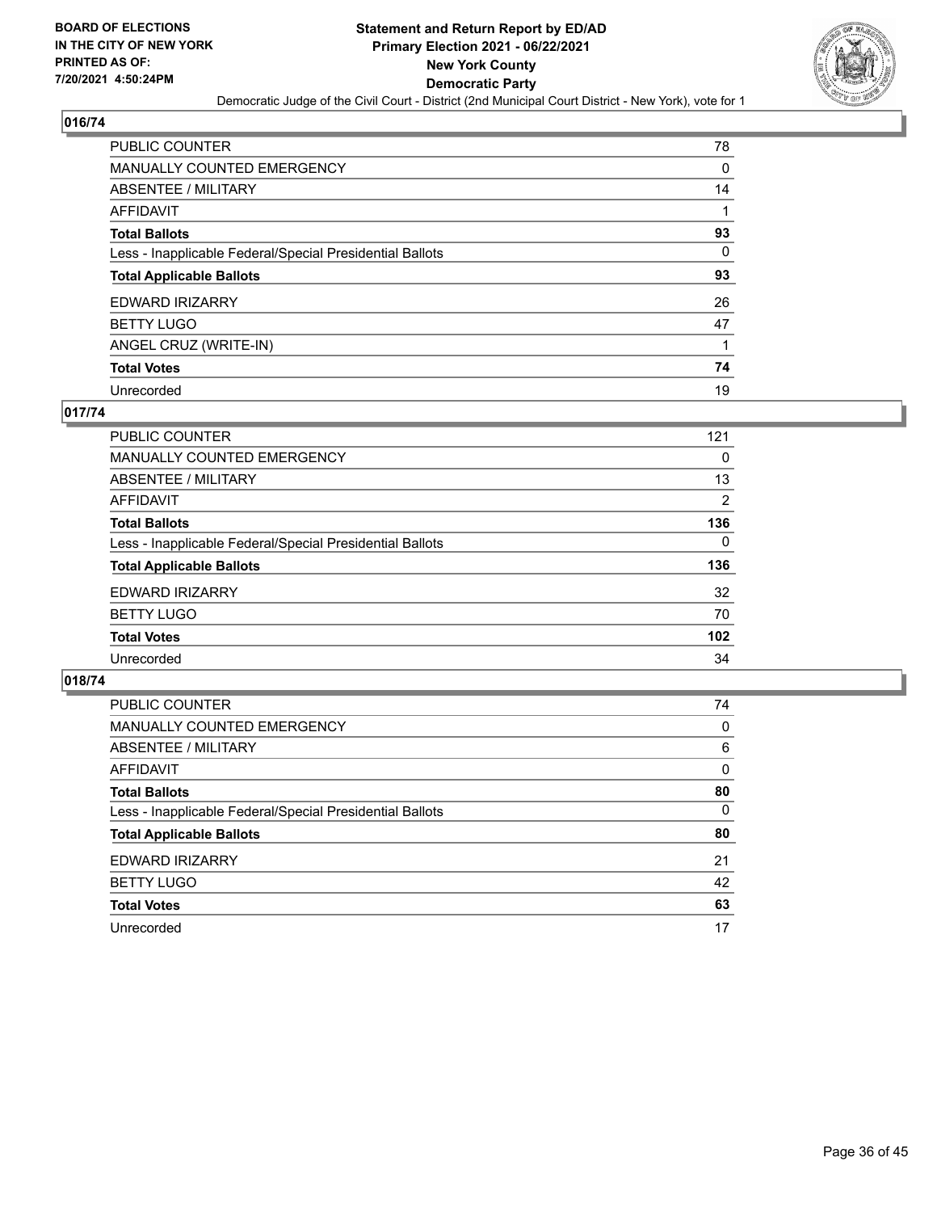## 016/74

| | |
|---|---|
| PUBLIC COUNTER | 78 |
| MANUALLY COUNTED EMERGENCY | 0 |
| ABSENTEE / MILITARY | 14 |
| AFFIDAVIT | 1 |
| **Total Ballots** | **93** |
| Less - Inapplicable Federal/Special Presidential Ballots | 0 |
| **Total Applicable Ballots** | **93** |
| EDWARD IRIZARRY | 26 |
| BETTY LUGO | 47 |
| ANGEL CRUZ (WRITE-IN) | 1 |
| **Total Votes** | **74** |
| Unrecorded | 19 |

## 017/74

| | |
|---|---|
| PUBLIC COUNTER | 121 |
| MANUALLY COUNTED EMERGENCY | 0 |
| ABSENTEE / MILITARY | 13 |
| AFFIDAVIT | 2 |
| **Total Ballots** | **136** |
| Less - Inapplicable Federal/Special Presidential Ballots | 0 |
| **Total Applicable Ballots** | **136** |
| EDWARD IRIZARRY | 32 |
| BETTY LUGO | 70 |
| **Total Votes** | **102** |
| Unrecorded | 34 |

## 018/74

| | |
|---|---|
| PUBLIC COUNTER | 74 |
| MANUALLY COUNTED EMERGENCY | 0 |
| ABSENTEE / MILITARY | 6 |
| AFFIDAVIT | 0 |
| **Total Ballots** | **80** |
| Less - Inapplicable Federal/Special Presidential Ballots | 0 |
| **Total Applicable Ballots** | **80** |
| EDWARD IRIZARRY | 21 |
| BETTY LUGO | 42 |
| **Total Votes** | **63** |
| Unrecorded | 17 |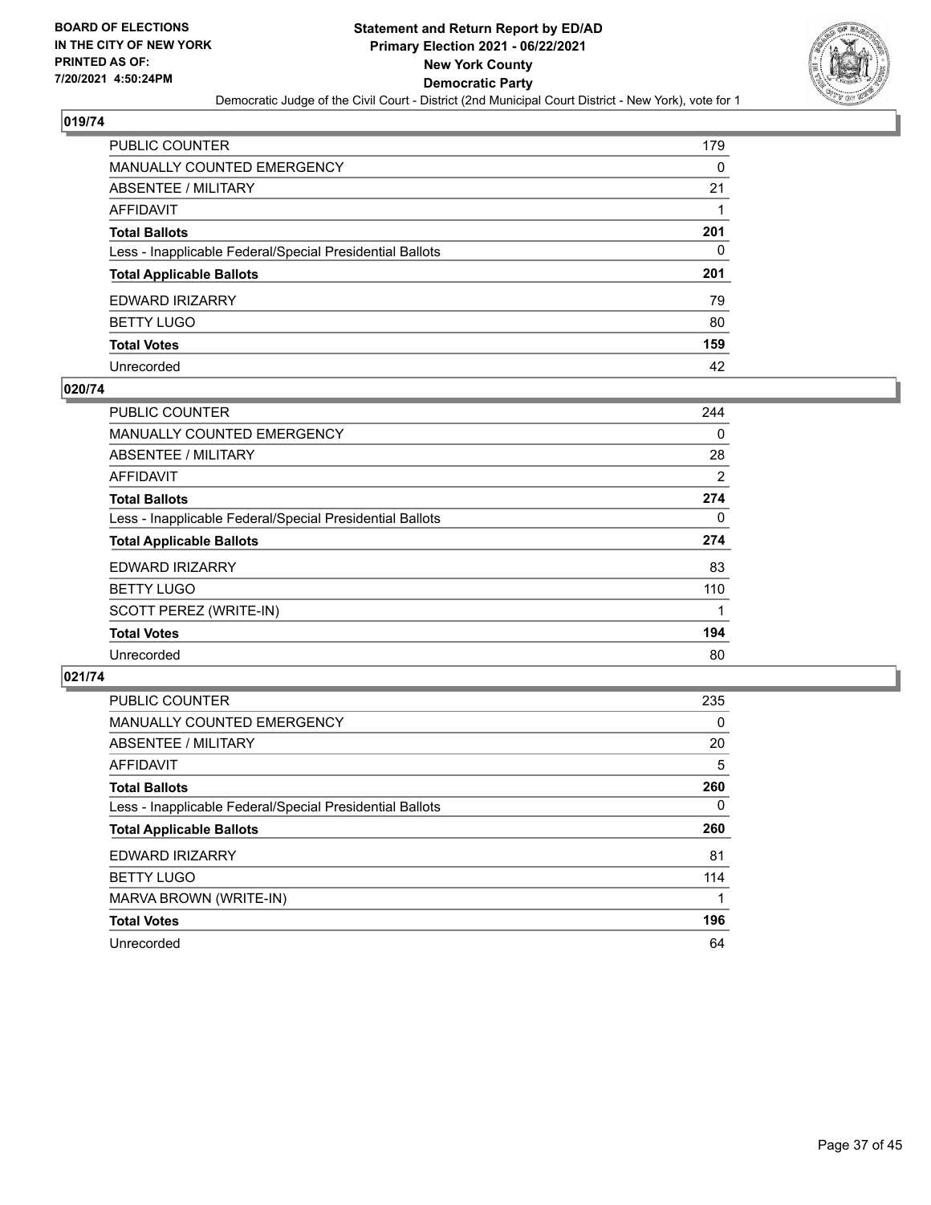BOARD OF ELECTIONS
IN THE CITY OF NEW YORK
PRINTED AS OF:
7/20/2021 4:50:24PM

**Statement and Return Report by ED/AD**
**Primary Election 2021 - 06/22/2021**
**New York County**
**Democratic Party**
Democratic Judge of the Civil Court - District (2nd Municipal Court District - New York), vote for 1

## 019/74

| | |
|---|---|
| PUBLIC COUNTER | 179 |
| MANUALLY COUNTED EMERGENCY | 0 |
| ABSENTEE / MILITARY | 21 |
| AFFIDAVIT | 1 |
| **Total Ballots** | **201** |
| Less - Inapplicable Federal/Special Presidential Ballots | 0 |
| **Total Applicable Ballots** | **201** |
| EDWARD IRIZARRY | 79 |
| BETTY LUGO | 80 |
| **Total Votes** | **159** |
| Unrecorded | 42 |

## 020/74

| | |
|---|---|
| PUBLIC COUNTER | 244 |
| MANUALLY COUNTED EMERGENCY | 0 |
| ABSENTEE / MILITARY | 28 |
| AFFIDAVIT | 2 |
| **Total Ballots** | **274** |
| Less - Inapplicable Federal/Special Presidential Ballots | 0 |
| **Total Applicable Ballots** | **274** |
| EDWARD IRIZARRY | 83 |
| BETTY LUGO | 110 |
| SCOTT PEREZ (WRITE-IN) | 1 |
| **Total Votes** | **194** |
| Unrecorded | 80 |

## 021/74

| | |
|---|---|
| PUBLIC COUNTER | 235 |
| MANUALLY COUNTED EMERGENCY | 0 |
| ABSENTEE / MILITARY | 20 |
| AFFIDAVIT | 5 |
| **Total Ballots** | **260** |
| Less - Inapplicable Federal/Special Presidential Ballots | 0 |
| **Total Applicable Ballots** | **260** |
| EDWARD IRIZARRY | 81 |
| BETTY LUGO | 114 |
| MARVA BROWN (WRITE-IN) | 1 |
| **Total Votes** | **196** |
| Unrecorded | 64 |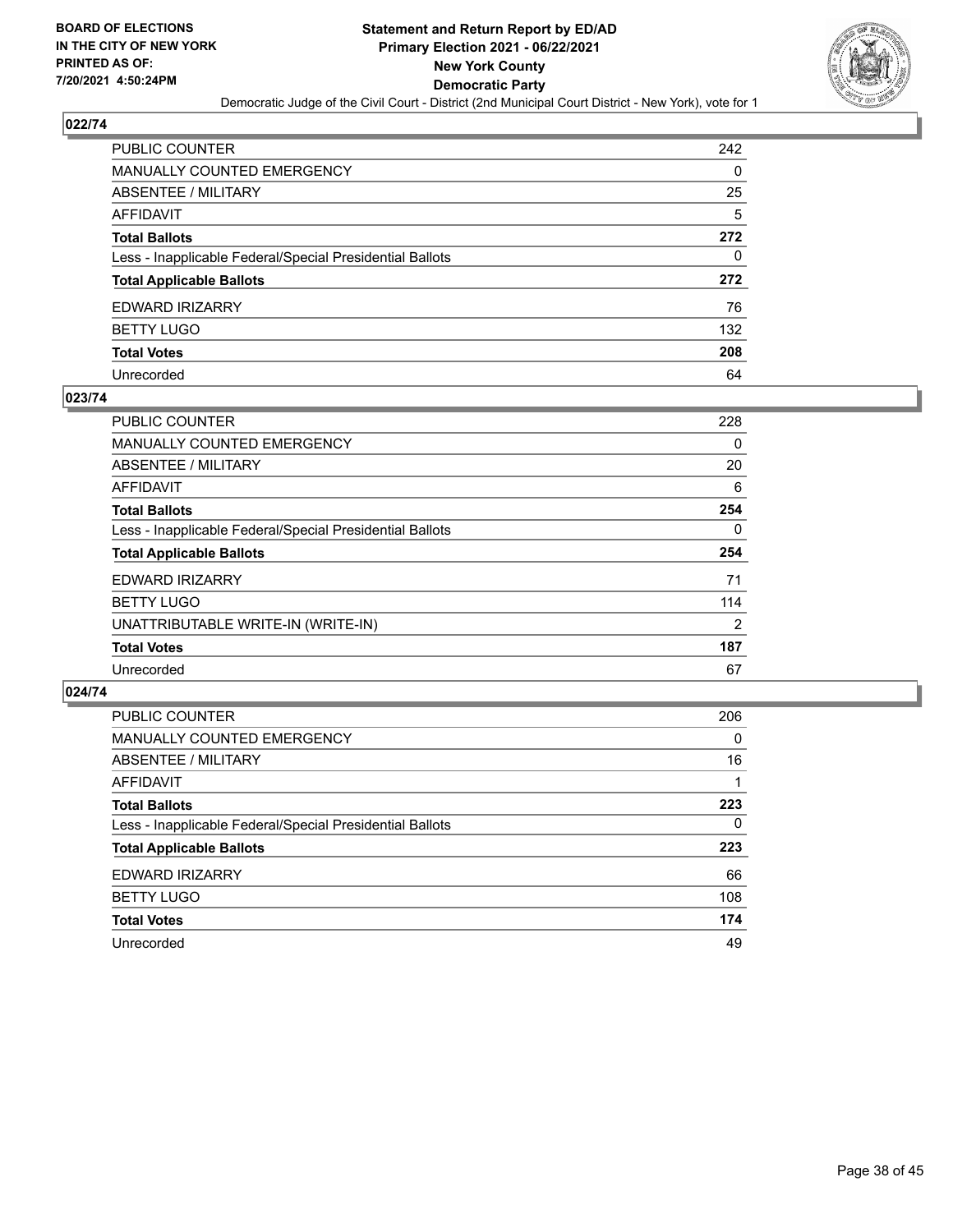**BOARD OF ELECTIONS IN THE CITY OF NEW YORK PRINTED AS OF: 7/20/2021 4:50:24PM**

**Statement and Return Report by ED/AD**
**Primary Election 2021 - 06/22/2021**
**New York County**
**Democratic Party**
Democratic Judge of the Civil Court - District (2nd Municipal Court District - New York), vote for 1

## 022/74

| | |
|---|---|
| PUBLIC COUNTER | 242 |
| MANUALLY COUNTED EMERGENCY | 0 |
| ABSENTEE / MILITARY | 25 |
| AFFIDAVIT | 5 |
| **Total Ballots** | **272** |
| Less - Inapplicable Federal/Special Presidential Ballots | 0 |
| **Total Applicable Ballots** | **272** |
| EDWARD IRIZARRY | 76 |
| BETTY LUGO | 132 |
| **Total Votes** | **208** |
| Unrecorded | 64 |

## 023/74

| | |
|---|---|
| PUBLIC COUNTER | 228 |
| MANUALLY COUNTED EMERGENCY | 0 |
| ABSENTEE / MILITARY | 20 |
| AFFIDAVIT | 6 |
| **Total Ballots** | **254** |
| Less - Inapplicable Federal/Special Presidential Ballots | 0 |
| **Total Applicable Ballots** | **254** |
| EDWARD IRIZARRY | 71 |
| BETTY LUGO | 114 |
| UNATTRIBUTABLE WRITE-IN (WRITE-IN) | 2 |
| **Total Votes** | **187** |
| Unrecorded | 67 |

## 024/74

| | |
|---|---|
| PUBLIC COUNTER | 206 |
| MANUALLY COUNTED EMERGENCY | 0 |
| ABSENTEE / MILITARY | 16 |
| AFFIDAVIT | 1 |
| **Total Ballots** | **223** |
| Less - Inapplicable Federal/Special Presidential Ballots | 0 |
| **Total Applicable Ballots** | **223** |
| EDWARD IRIZARRY | 66 |
| BETTY LUGO | 108 |
| **Total Votes** | **174** |
| Unrecorded | 49 |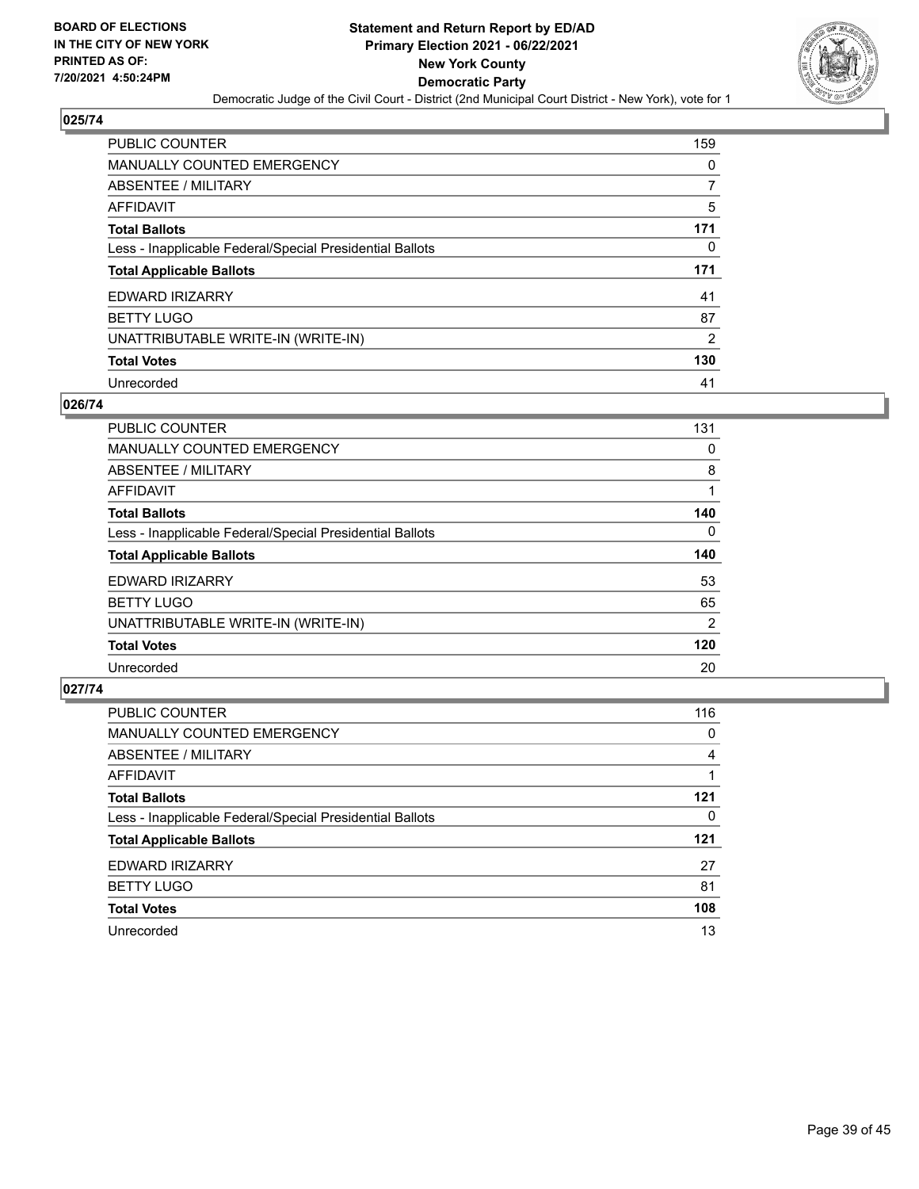**BOARD OF ELECTIONS IN THE CITY OF NEW YORK PRINTED AS OF: 7/20/2021 4:50:24PM**

# Statement and Return Report by ED/AD
## Primary Election 2021 - 06/22/2021
## New York County
## Democratic Party

Democratic Judge of the Civil Court - District (2nd Municipal Court District - New York), vote for 1

### 025/74

| | |
|---|---|
| PUBLIC COUNTER | 159 |
| MANUALLY COUNTED EMERGENCY | 0 |
| ABSENTEE / MILITARY | 7 |
| AFFIDAVIT | 5 |
| **Total Ballots** | **171** |
| Less - Inapplicable Federal/Special Presidential Ballots | 0 |
| **Total Applicable Ballots** | **171** |
| EDWARD IRIZARRY | 41 |
| BETTY LUGO | 87 |
| UNATTRIBUTABLE WRITE-IN (WRITE-IN) | 2 |
| **Total Votes** | **130** |
| Unrecorded | 41 |

### 026/74

| | |
|---|---|
| PUBLIC COUNTER | 131 |
| MANUALLY COUNTED EMERGENCY | 0 |
| ABSENTEE / MILITARY | 8 |
| AFFIDAVIT | 1 |
| **Total Ballots** | **140** |
| Less - Inapplicable Federal/Special Presidential Ballots | 0 |
| **Total Applicable Ballots** | **140** |
| EDWARD IRIZARRY | 53 |
| BETTY LUGO | 65 |
| UNATTRIBUTABLE WRITE-IN (WRITE-IN) | 2 |
| **Total Votes** | **120** |
| Unrecorded | 20 |

### 027/74

| | |
|---|---|
| PUBLIC COUNTER | 116 |
| MANUALLY COUNTED EMERGENCY | 0 |
| ABSENTEE / MILITARY | 4 |
| AFFIDAVIT | 1 |
| **Total Ballots** | **121** |
| Less - Inapplicable Federal/Special Presidential Ballots | 0 |
| **Total Applicable Ballots** | **121** |
| EDWARD IRIZARRY | 27 |
| BETTY LUGO | 81 |
| **Total Votes** | **108** |
| Unrecorded | 13 |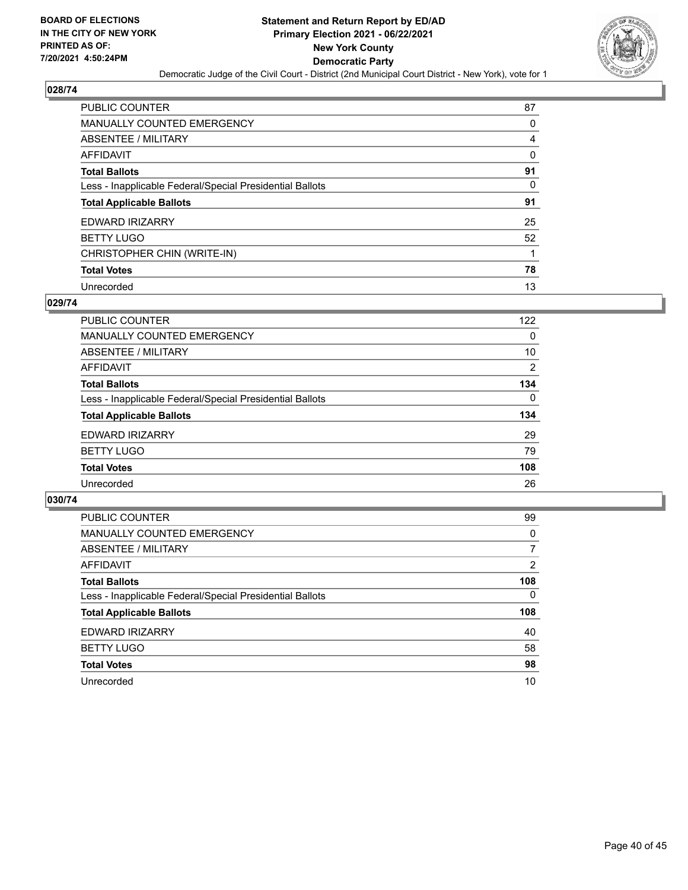## 028/74

| | |
|---|---|
| PUBLIC COUNTER | 87 |
| MANUALLY COUNTED EMERGENCY | 0 |
| ABSENTEE / MILITARY | 4 |
| AFFIDAVIT | 0 |
| **Total Ballots** | **91** |
| Less - Inapplicable Federal/Special Presidential Ballots | 0 |
| **Total Applicable Ballots** | **91** |
| EDWARD IRIZARRY | 25 |
| BETTY LUGO | 52 |
| CHRISTOPHER CHIN (WRITE-IN) | 1 |
| **Total Votes** | **78** |
| Unrecorded | 13 |

## 029/74

| | |
|---|---|
| PUBLIC COUNTER | 122 |
| MANUALLY COUNTED EMERGENCY | 0 |
| ABSENTEE / MILITARY | 10 |
| AFFIDAVIT | 2 |
| **Total Ballots** | **134** |
| Less - Inapplicable Federal/Special Presidential Ballots | 0 |
| **Total Applicable Ballots** | **134** |
| EDWARD IRIZARRY | 29 |
| BETTY LUGO | 79 |
| **Total Votes** | **108** |
| Unrecorded | 26 |

## 030/74

| | |
|---|---|
| PUBLIC COUNTER | 99 |
| MANUALLY COUNTED EMERGENCY | 0 |
| ABSENTEE / MILITARY | 7 |
| AFFIDAVIT | 2 |
| **Total Ballots** | **108** |
| Less - Inapplicable Federal/Special Presidential Ballots | 0 |
| **Total Applicable Ballots** | **108** |
| EDWARD IRIZARRY | 40 |
| BETTY LUGO | 58 |
| **Total Votes** | **98** |
| Unrecorded | 10 |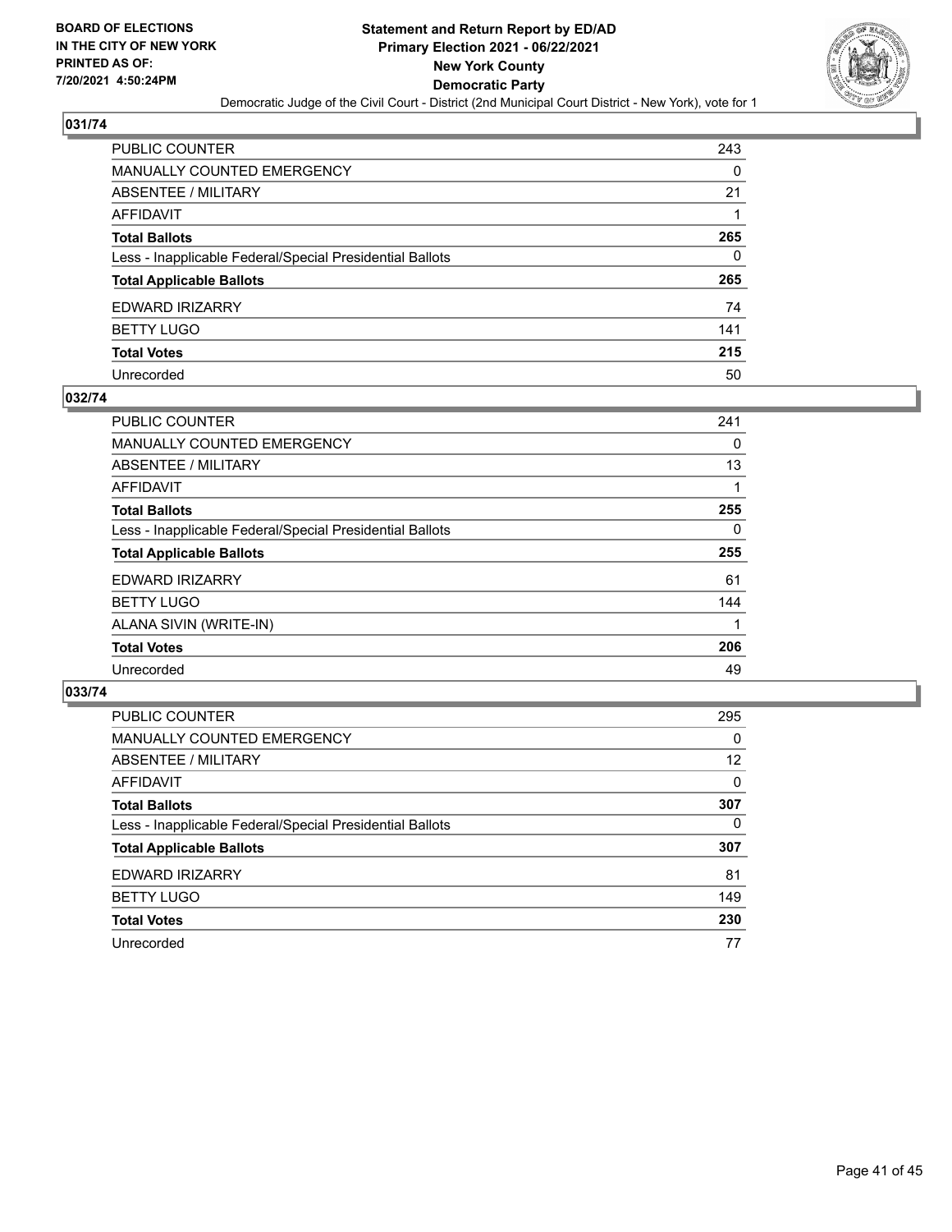BOARD OF ELECTIONS
IN THE CITY OF NEW YORK
PRINTED AS OF:
7/20/2021 4:50:24PM

**Statement and Return Report by ED/AD**
**Primary Election 2021 - 06/22/2021**
**New York County**
**Democratic Party**
Democratic Judge of the Civil Court - District (2nd Municipal Court District - New York), vote for 1

## 031/74

| | |
|---|---|
| PUBLIC COUNTER | 243 |
| MANUALLY COUNTED EMERGENCY | 0 |
| ABSENTEE / MILITARY | 21 |
| AFFIDAVIT | 1 |
| **Total Ballots** | **265** |
| Less - Inapplicable Federal/Special Presidential Ballots | 0 |
| **Total Applicable Ballots** | **265** |
| EDWARD IRIZARRY | 74 |
| BETTY LUGO | 141 |
| **Total Votes** | **215** |
| Unrecorded | 50 |

## 032/74

| | |
|---|---|
| PUBLIC COUNTER | 241 |
| MANUALLY COUNTED EMERGENCY | 0 |
| ABSENTEE / MILITARY | 13 |
| AFFIDAVIT | 1 |
| **Total Ballots** | **255** |
| Less - Inapplicable Federal/Special Presidential Ballots | 0 |
| **Total Applicable Ballots** | **255** |
| EDWARD IRIZARRY | 61 |
| BETTY LUGO | 144 |
| ALANA SIVIN (WRITE-IN) | 1 |
| **Total Votes** | **206** |
| Unrecorded | 49 |

## 033/74

| | |
|---|---|
| PUBLIC COUNTER | 295 |
| MANUALLY COUNTED EMERGENCY | 0 |
| ABSENTEE / MILITARY | 12 |
| AFFIDAVIT | 0 |
| **Total Ballots** | **307** |
| Less - Inapplicable Federal/Special Presidential Ballots | 0 |
| **Total Applicable Ballots** | **307** |
| EDWARD IRIZARRY | 81 |
| BETTY LUGO | 149 |
| **Total Votes** | **230** |
| Unrecorded | 77 |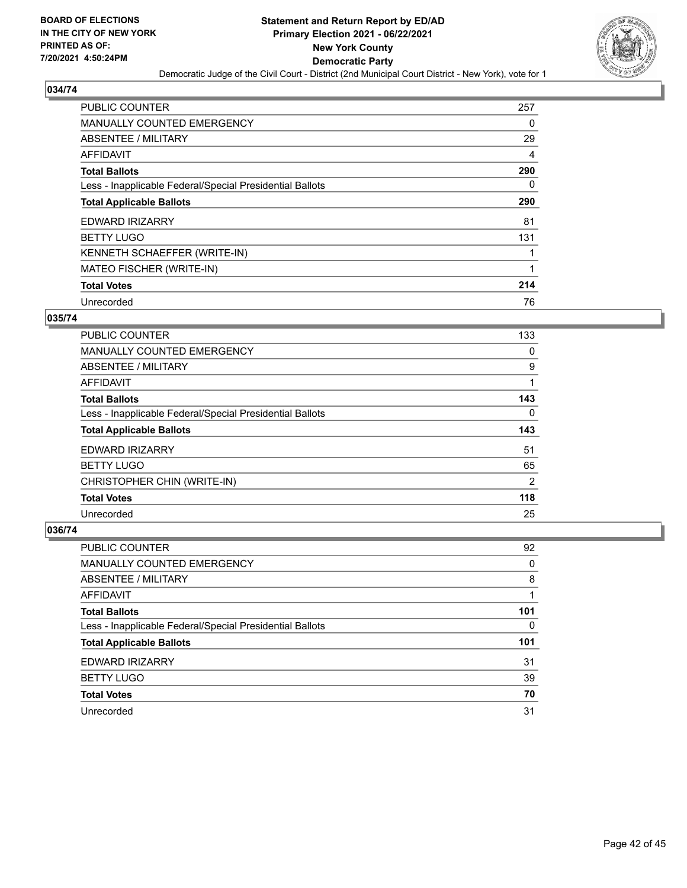**BOARD OF ELECTIONS IN THE CITY OF NEW YORK PRINTED AS OF: 7/20/2021 4:50:24PM**

**Statement and Return Report by ED/AD Primary Election 2021 - 06/22/2021 New York County Democratic Party**

Democratic Judge of the Civil Court - District (2nd Municipal Court District - New York), vote for 1

## 034/74

| | |
|---|---|
| PUBLIC COUNTER | 257 |
| MANUALLY COUNTED EMERGENCY | 0 |
| ABSENTEE / MILITARY | 29 |
| AFFIDAVIT | 4 |
| **Total Ballots** | **290** |
| Less - Inapplicable Federal/Special Presidential Ballots | 0 |
| **Total Applicable Ballots** | **290** |
| EDWARD IRIZARRY | 81 |
| BETTY LUGO | 131 |
| KENNETH SCHAEFFER (WRITE-IN) | 1 |
| MATEO FISCHER (WRITE-IN) | 1 |
| **Total Votes** | **214** |
| Unrecorded | 76 |

## 035/74

| | |
|---|---|
| PUBLIC COUNTER | 133 |
| MANUALLY COUNTED EMERGENCY | 0 |
| ABSENTEE / MILITARY | 9 |
| AFFIDAVIT | 1 |
| **Total Ballots** | **143** |
| Less - Inapplicable Federal/Special Presidential Ballots | 0 |
| **Total Applicable Ballots** | **143** |
| EDWARD IRIZARRY | 51 |
| BETTY LUGO | 65 |
| CHRISTOPHER CHIN (WRITE-IN) | 2 |
| **Total Votes** | **118** |
| Unrecorded | 25 |

## 036/74

| | |
|---|---|
| PUBLIC COUNTER | 92 |
| MANUALLY COUNTED EMERGENCY | 0 |
| ABSENTEE / MILITARY | 8 |
| AFFIDAVIT | 1 |
| **Total Ballots** | **101** |
| Less - Inapplicable Federal/Special Presidential Ballots | 0 |
| **Total Applicable Ballots** | **101** |
| EDWARD IRIZARRY | 31 |
| BETTY LUGO | 39 |
| **Total Votes** | **70** |
| Unrecorded | 31 |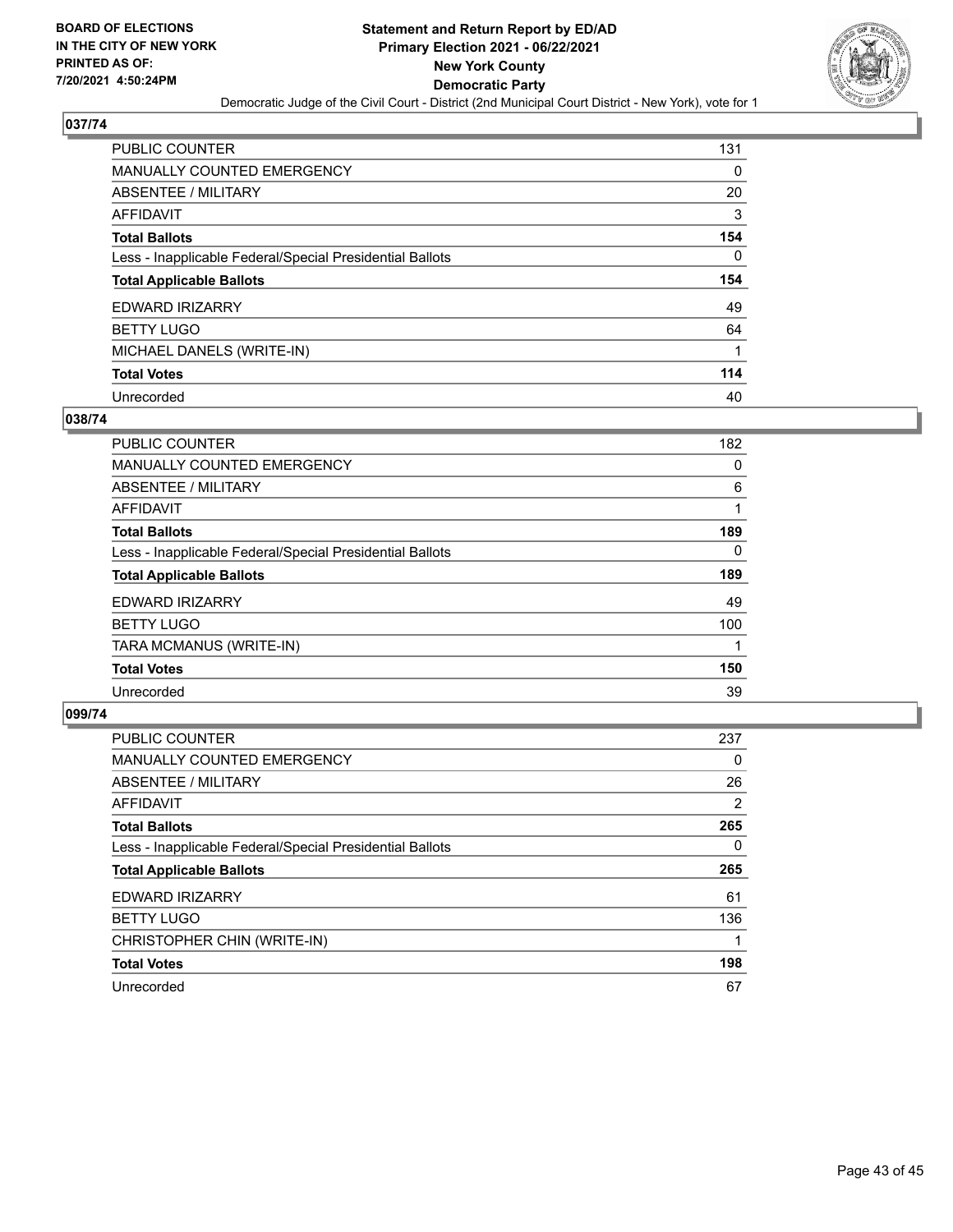## 037/74

| | |
|---|---|
| PUBLIC COUNTER | 131 |
| MANUALLY COUNTED EMERGENCY | 0 |
| ABSENTEE / MILITARY | 20 |
| AFFIDAVIT | 3 |
| **Total Ballots** | **154** |
| Less - Inapplicable Federal/Special Presidential Ballots | 0 |
| **Total Applicable Ballots** | **154** |
| EDWARD IRIZARRY | 49 |
| BETTY LUGO | 64 |
| MICHAEL DANELS (WRITE-IN) | 1 |
| **Total Votes** | **114** |
| Unrecorded | 40 |

## 038/74

| | |
|---|---|
| PUBLIC COUNTER | 182 |
| MANUALLY COUNTED EMERGENCY | 0 |
| ABSENTEE / MILITARY | 6 |
| AFFIDAVIT | 1 |
| **Total Ballots** | **189** |
| Less - Inapplicable Federal/Special Presidential Ballots | 0 |
| **Total Applicable Ballots** | **189** |
| EDWARD IRIZARRY | 49 |
| BETTY LUGO | 100 |
| TARA MCMANUS (WRITE-IN) | 1 |
| **Total Votes** | **150** |
| Unrecorded | 39 |

## 099/74

| | |
|---|---|
| PUBLIC COUNTER | 237 |
| MANUALLY COUNTED EMERGENCY | 0 |
| ABSENTEE / MILITARY | 26 |
| AFFIDAVIT | 2 |
| **Total Ballots** | **265** |
| Less - Inapplicable Federal/Special Presidential Ballots | 0 |
| **Total Applicable Ballots** | **265** |
| EDWARD IRIZARRY | 61 |
| BETTY LUGO | 136 |
| CHRISTOPHER CHIN (WRITE-IN) | 1 |
| **Total Votes** | **198** |
| Unrecorded | 67 |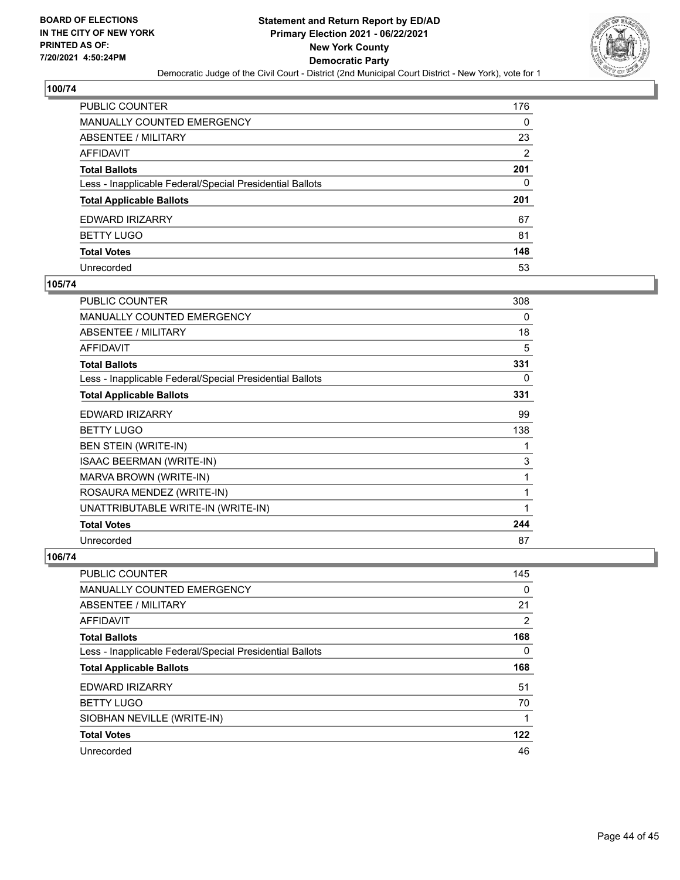## 100/74

| | |
|---|---|
| PUBLIC COUNTER | 176 |
| MANUALLY COUNTED EMERGENCY | 0 |
| ABSENTEE / MILITARY | 23 |
| AFFIDAVIT | 2 |
| **Total Ballots** | **201** |
| Less - Inapplicable Federal/Special Presidential Ballots | 0 |
| **Total Applicable Ballots** | **201** |
| EDWARD IRIZARRY | 67 |
| BETTY LUGO | 81 |
| **Total Votes** | **148** |
| Unrecorded | 53 |

## 105/74

| | |
|---|---|
| PUBLIC COUNTER | 308 |
| MANUALLY COUNTED EMERGENCY | 0 |
| ABSENTEE / MILITARY | 18 |
| AFFIDAVIT | 5 |
| **Total Ballots** | **331** |
| Less - Inapplicable Federal/Special Presidential Ballots | 0 |
| **Total Applicable Ballots** | **331** |
| EDWARD IRIZARRY | 99 |
| BETTY LUGO | 138 |
| BEN STEIN (WRITE-IN) | 1 |
| ISAAC BEERMAN (WRITE-IN) | 3 |
| MARVA BROWN (WRITE-IN) | 1 |
| ROSAURA MENDEZ (WRITE-IN) | 1 |
| UNATTRIBUTABLE WRITE-IN (WRITE-IN) | 1 |
| **Total Votes** | **244** |
| Unrecorded | 87 |

## 106/74

| | |
|---|---|
| PUBLIC COUNTER | 145 |
| MANUALLY COUNTED EMERGENCY | 0 |
| ABSENTEE / MILITARY | 21 |
| AFFIDAVIT | 2 |
| **Total Ballots** | **168** |
| Less - Inapplicable Federal/Special Presidential Ballots | 0 |
| **Total Applicable Ballots** | **168** |
| EDWARD IRIZARRY | 51 |
| BETTY LUGO | 70 |
| SIOBHAN NEVILLE (WRITE-IN) | 1 |
| **Total Votes** | **122** |
| Unrecorded | 46 |